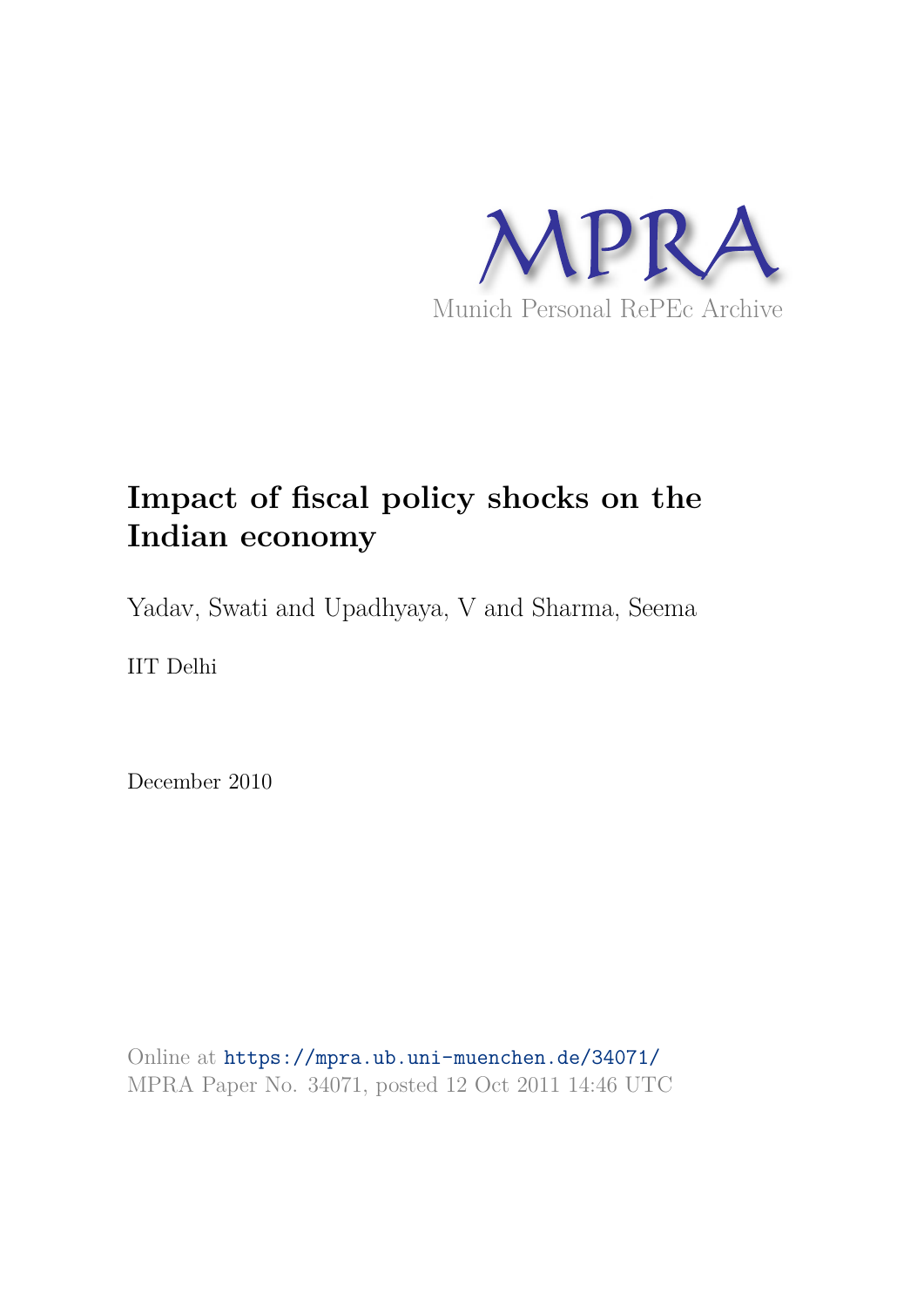MPRA

Munich Personal RePEc Archive

# Impact of fiscal policy shocks on the Indian economy

Yadav, Swati and Upadhyaya, V and Sharma, Seema

IIT Delhi

December 2010

Online at https://mpra.ub.uni-muenchen.de/34071/
MPRA Paper No. 34071, posted 12 Oct 2011 14:46 UTC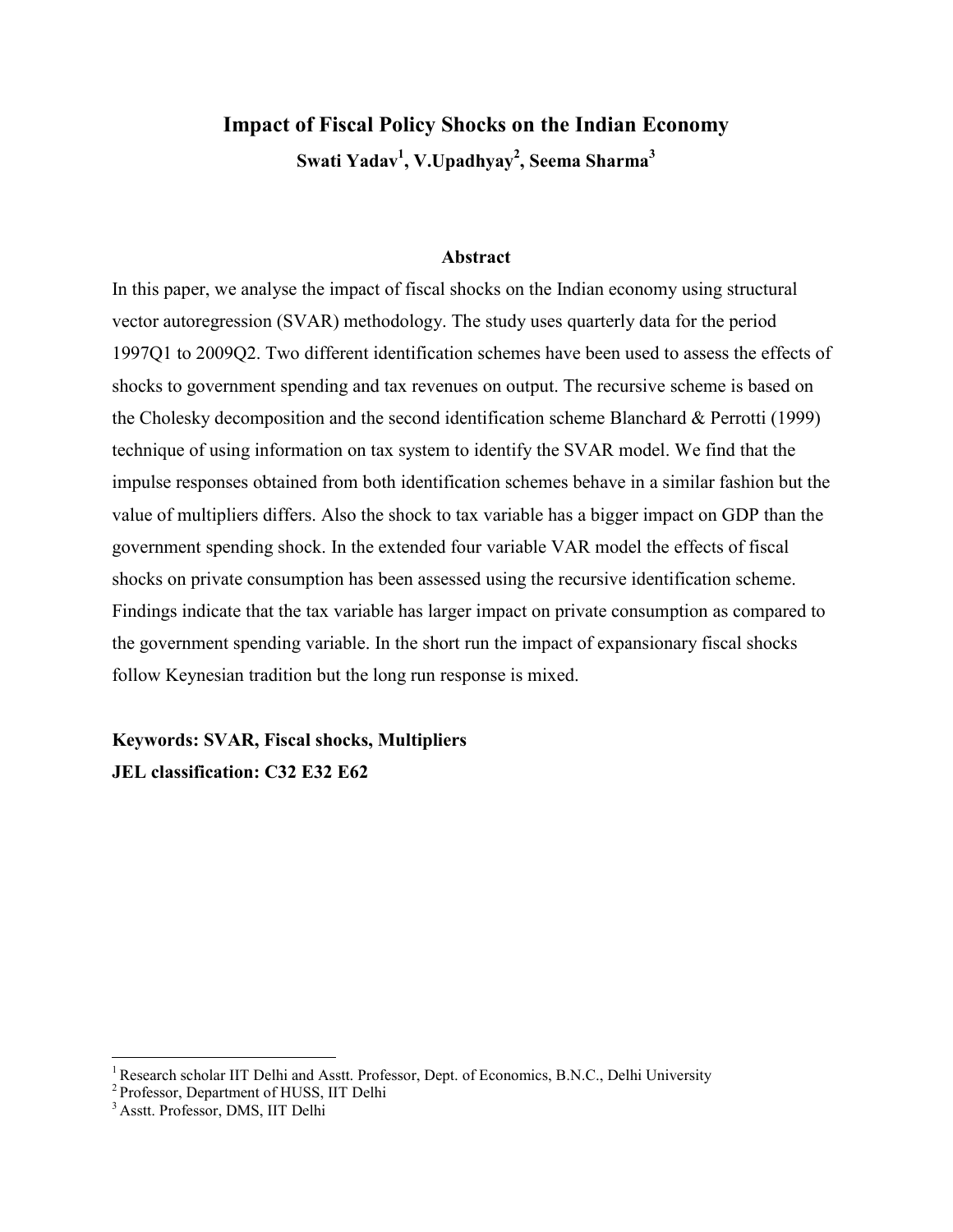# Impact of Fiscal Policy Shocks on the Indian Economy

**Swati Yadav[1], V.Upadhyay[2], Seema Sharma[3]**

### Abstract

In this paper, we analyse the impact of fiscal shocks on the Indian economy using structural vector autoregression (SVAR) methodology. The study uses quarterly data for the period 1997Q1 to 2009Q2. Two different identification schemes have been used to assess the effects of shocks to government spending and tax revenues on output. The recursive scheme is based on the Cholesky decomposition and the second identification scheme Blanchard & Perrotti (1999) technique of using information on tax system to identify the SVAR model. We find that the impulse responses obtained from both identification schemes behave in a similar fashion but the value of multipliers differs. Also the shock to tax variable has a bigger impact on GDP than the government spending shock. In the extended four variable VAR model the effects of fiscal shocks on private consumption has been assessed using the recursive identification scheme. Findings indicate that the tax variable has larger impact on private consumption as compared to the government spending variable. In the short run the impact of expansionary fiscal shocks follow Keynesian tradition but the long run response is mixed.

**Keywords: SVAR, Fiscal shocks, Multipliers**

**JEL classification: C32 E32 E62**

---

[1] Research scholar IIT Delhi and Asstt. Professor, Dept. of Economics, B.N.C., Delhi University

[2] Professor, Department of HUSS, IIT Delhi

[3] Asstt. Professor, DMS, IIT Delhi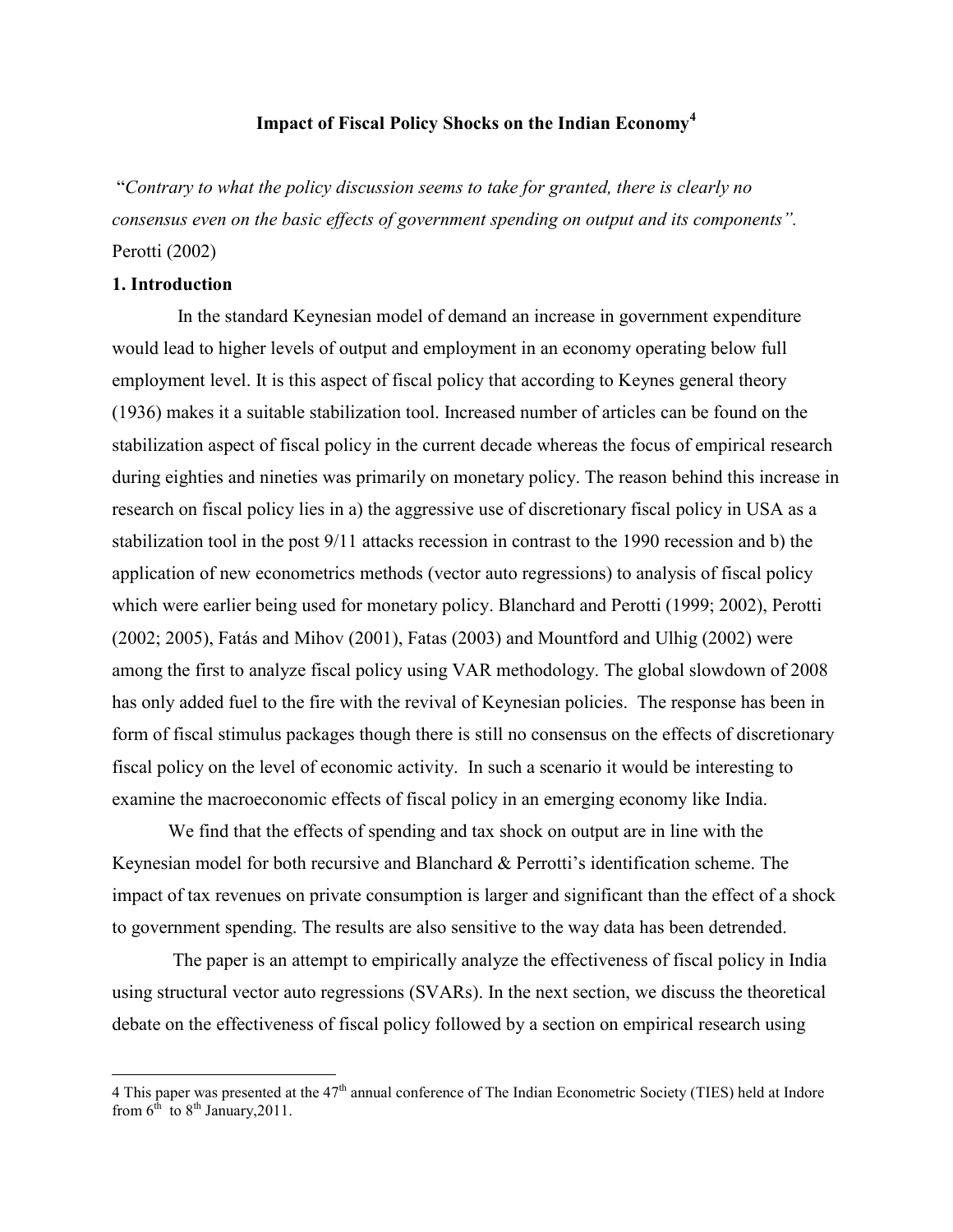# Impact of Fiscal Policy Shocks on the Indian Economy[4]

"*Contrary to what the policy discussion seems to take for granted, there is clearly no consensus even on the basic effects of government spending on output and its components*". Perotti (2002)

## 1. Introduction

In the standard Keynesian model of demand an increase in government expenditure would lead to higher levels of output and employment in an economy operating below full employment level. It is this aspect of fiscal policy that according to Keynes general theory (1936) makes it a suitable stabilization tool. Increased number of articles can be found on the stabilization aspect of fiscal policy in the current decade whereas the focus of empirical research during eighties and nineties was primarily on monetary policy. The reason behind this increase in research on fiscal policy lies in a) the aggressive use of discretionary fiscal policy in USA as a stabilization tool in the post 9/11 attacks recession in contrast to the 1990 recession and b) the application of new econometrics methods (vector auto regressions) to analysis of fiscal policy which were earlier being used for monetary policy. Blanchard and Perotti (1999; 2002), Perotti (2002; 2005), Fatás and Mihov (2001), Fatas (2003) and Mountford and Ulhig (2002) were among the first to analyze fiscal policy using VAR methodology. The global slowdown of 2008 has only added fuel to the fire with the revival of Keynesian policies. The response has been in form of fiscal stimulus packages though there is still no consensus on the effects of discretionary fiscal policy on the level of economic activity. In such a scenario it would be interesting to examine the macroeconomic effects of fiscal policy in an emerging economy like India.

We find that the effects of spending and tax shock on output are in line with the Keynesian model for both recursive and Blanchard & Perrotti's identification scheme. The impact of tax revenues on private consumption is larger and significant than the effect of a shock to government spending. The results are also sensitive to the way data has been detrended.

The paper is an attempt to empirically analyze the effectiveness of fiscal policy in India using structural vector auto regressions (SVARs). In the next section, we discuss the theoretical debate on the effectiveness of fiscal policy followed by a section on empirical research using

---

4 This paper was presented at the 47th annual conference of The Indian Econometric Society (TIES) held at Indore from 6th to 8th January,2011.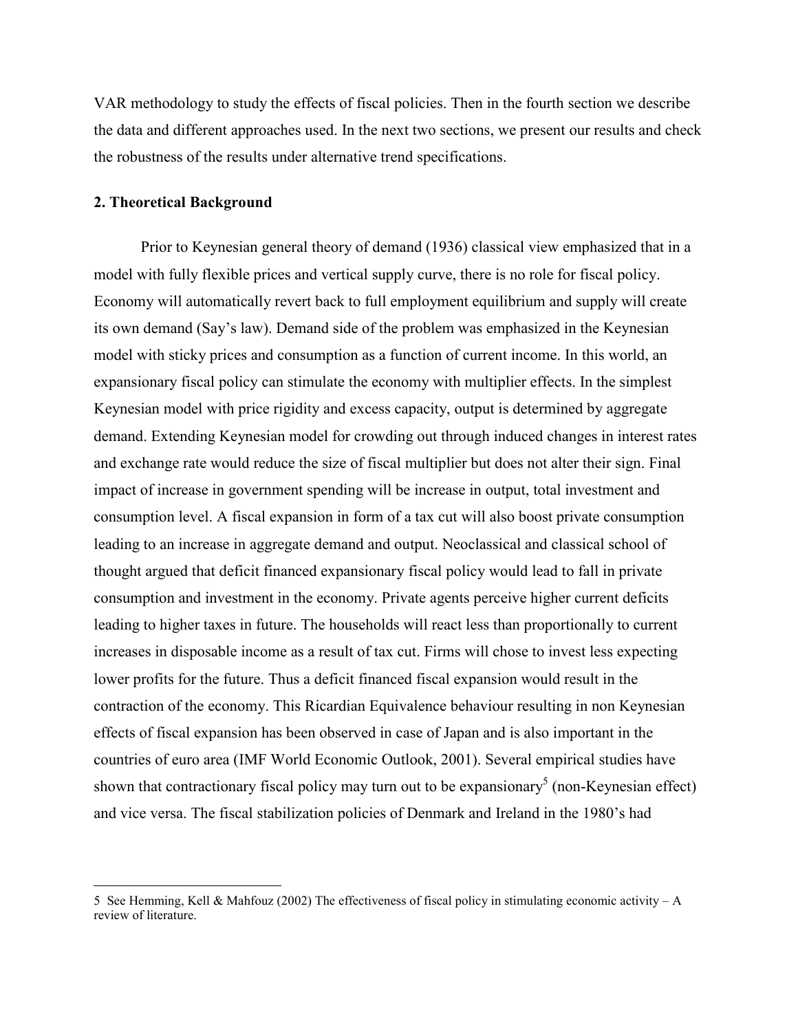VAR methodology to study the effects of fiscal policies. Then in the fourth section we describe the data and different approaches used. In the next two sections, we present our results and check the robustness of the results under alternative trend specifications.

## 2. Theoretical Background

Prior to Keynesian general theory of demand (1936) classical view emphasized that in a model with fully flexible prices and vertical supply curve, there is no role for fiscal policy. Economy will automatically revert back to full employment equilibrium and supply will create its own demand (Say's law). Demand side of the problem was emphasized in the Keynesian model with sticky prices and consumption as a function of current income. In this world, an expansionary fiscal policy can stimulate the economy with multiplier effects. In the simplest Keynesian model with price rigidity and excess capacity, output is determined by aggregate demand. Extending Keynesian model for crowding out through induced changes in interest rates and exchange rate would reduce the size of fiscal multiplier but does not alter their sign. Final impact of increase in government spending will be increase in output, total investment and consumption level. A fiscal expansion in form of a tax cut will also boost private consumption leading to an increase in aggregate demand and output. Neoclassical and classical school of thought argued that deficit financed expansionary fiscal policy would lead to fall in private consumption and investment in the economy. Private agents perceive higher current deficits leading to higher taxes in future. The households will react less than proportionally to current increases in disposable income as a result of tax cut. Firms will chose to invest less expecting lower profits for the future. Thus a deficit financed fiscal expansion would result in the contraction of the economy. This Ricardian Equivalence behaviour resulting in non Keynesian effects of fiscal expansion has been observed in case of Japan and is also important in the countries of euro area (IMF World Economic Outlook, 2001). Several empirical studies have shown that contractionary fiscal policy may turn out to be expansionary[5] (non-Keynesian effect) and vice versa. The fiscal stabilization policies of Denmark and Ireland in the 1980's had

---

5 See Hemming, Kell & Mahfouz (2002) The effectiveness of fiscal policy in stimulating economic activity – A review of literature.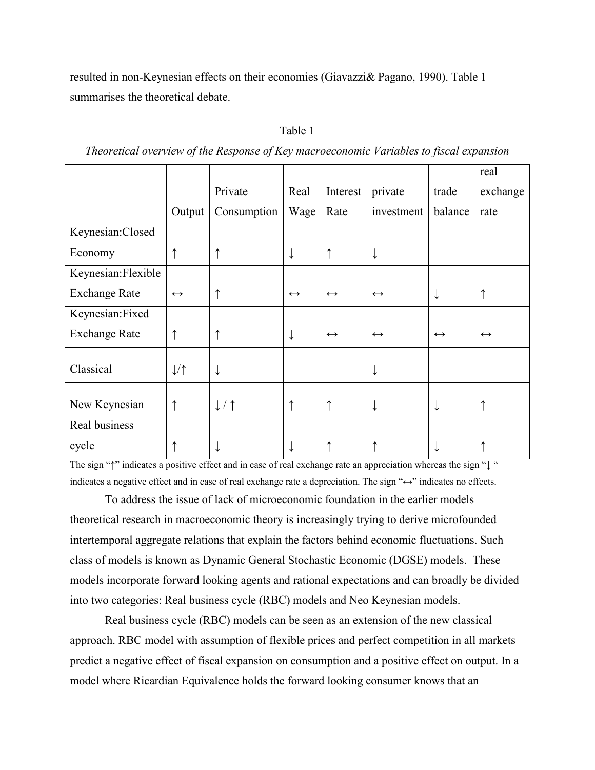resulted in non-Keynesian effects on their economies (Giavazzi& Pagano, 1990). Table 1 summarises the theoretical debate.

Table 1

*Theoretical overview of the Response of Key macroeconomic Variables to fiscal expansion*

| | Output | Private Consumption | Real Wage | Interest Rate | private investment | trade balance | real exchange rate |
|---|---|---|---|---|---|---|---|
| Keynesian:Closed Economy | ↑ | ↑ | ↓ | ↑ | ↓ | | |
| Keynesian:Flexible Exchange Rate | ↔ | ↑ | ↔ | ↔ | ↔ | ↓ | ↑ |
| Keynesian:Fixed Exchange Rate | ↑ | ↑ | ↓ | ↔ | ↔ | ↔ | ↔ |
| Classical | ↓/↑ | ↓ | | | ↓ | | |
| New Keynesian | ↑ | ↓ / ↑ | ↑ | ↑ | ↓ | ↓ | ↑ |
| Real business cycle | ↑ | ↓ | ↓ | ↑ | ↑ | ↓ | ↑ |

The sign "↑" indicates a positive effect and in case of real exchange rate an appreciation whereas the sign "↓ " indicates a negative effect and in case of real exchange rate a depreciation. The sign "↔" indicates no effects.

To address the issue of lack of microeconomic foundation in the earlier models theoretical research in macroeconomic theory is increasingly trying to derive microfounded intertemporal aggregate relations that explain the factors behind economic fluctuations. Such class of models is known as Dynamic General Stochastic Economic (DGSE) models. These models incorporate forward looking agents and rational expectations and can broadly be divided into two categories: Real business cycle (RBC) models and Neo Keynesian models.

Real business cycle (RBC) models can be seen as an extension of the new classical approach. RBC model with assumption of flexible prices and perfect competition in all markets predict a negative effect of fiscal expansion on consumption and a positive effect on output. In a model where Ricardian Equivalence holds the forward looking consumer knows that an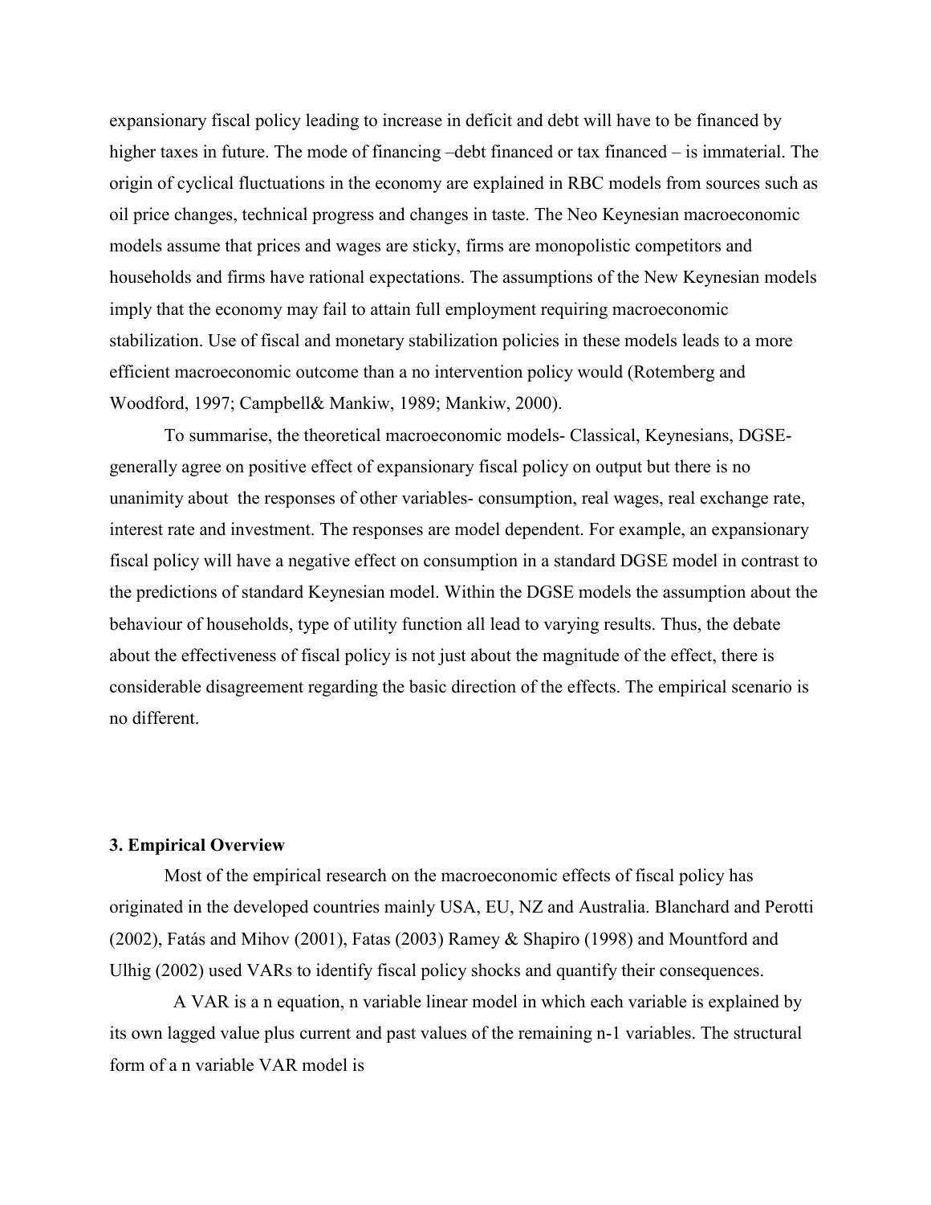expansionary fiscal policy leading to increase in deficit and debt will have to be financed by higher taxes in future. The mode of financing –debt financed or tax financed – is immaterial. The origin of cyclical fluctuations in the economy are explained in RBC models from sources such as oil price changes, technical progress and changes in taste. The Neo Keynesian macroeconomic models assume that prices and wages are sticky, firms are monopolistic competitors and households and firms have rational expectations. The assumptions of the New Keynesian models imply that the economy may fail to attain full employment requiring macroeconomic stabilization. Use of fiscal and monetary stabilization policies in these models leads to a more efficient macroeconomic outcome than a no intervention policy would (Rotemberg and Woodford, 1997; Campbell& Mankiw, 1989; Mankiw, 2000).

To summarise, the theoretical macroeconomic models- Classical, Keynesians, DGSE- generally agree on positive effect of expansionary fiscal policy on output but there is no unanimity about the responses of other variables- consumption, real wages, real exchange rate, interest rate and investment. The responses are model dependent. For example, an expansionary fiscal policy will have a negative effect on consumption in a standard DGSE model in contrast to the predictions of standard Keynesian model. Within the DGSE models the assumption about the behaviour of households, type of utility function all lead to varying results. Thus, the debate about the effectiveness of fiscal policy is not just about the magnitude of the effect, there is considerable disagreement regarding the basic direction of the effects. The empirical scenario is no different.

## 3. Empirical Overview

Most of the empirical research on the macroeconomic effects of fiscal policy has originated in the developed countries mainly USA, EU, NZ and Australia. Blanchard and Perotti (2002), Fatás and Mihov (2001), Fatas (2003) Ramey & Shapiro (1998) and Mountford and Ulhig (2002) used VARs to identify fiscal policy shocks and quantify their consequences.

A VAR is a n equation, n variable linear model in which each variable is explained by its own lagged value plus current and past values of the remaining n-1 variables. The structural form of a n variable VAR model is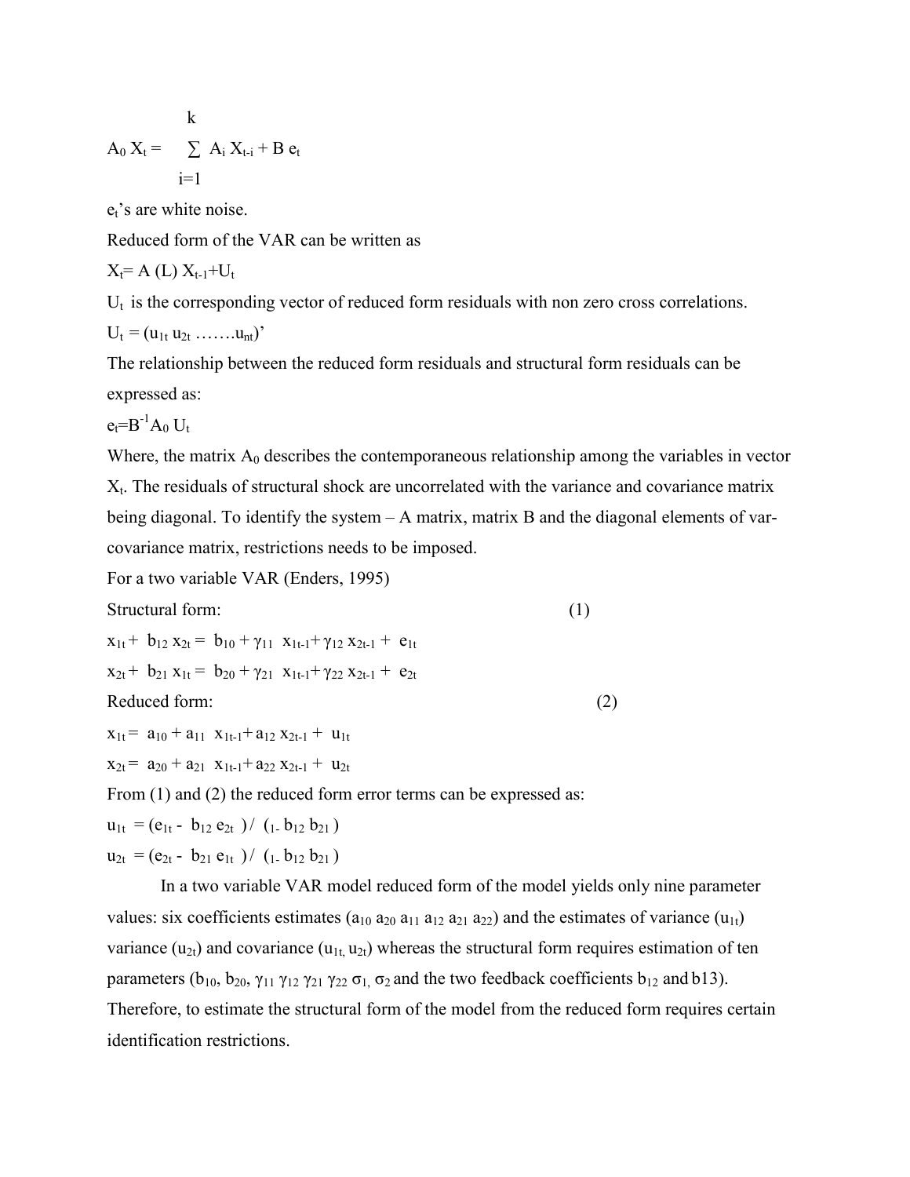$$A_0 X_t = \sum_{i=1}^{k} A_i X_{t-i} + B e_t$$

$e_t$'s are white noise.

Reduced form of the VAR can be written as

$X_t = A(L) X_{t-1} + U_t$

$U_t$ is the corresponding vector of reduced form residuals with non zero cross correlations.

$U_t = (u_{1t}\ u_{2t} \ldots\ldots u_{nt})'$

The relationship between the reduced form residuals and structural form residuals can be expressed as:

$e_t = B^{-1} A_0 U_t$

Where, the matrix $A_0$ describes the contemporaneous relationship among the variables in vector $X_t$. The residuals of structural shock are uncorrelated with the variance and covariance matrix being diagonal. To identify the system – A matrix, matrix B and the diagonal elements of var-covariance matrix, restrictions needs to be imposed.

For a two variable VAR (Enders, 1995)

Structural form: (1)

$x_{1t} + b_{12} x_{2t} = b_{10} + \gamma_{11} x_{1t-1} + \gamma_{12} x_{2t-1} + e_{1t}$

$x_{2t} + b_{21} x_{1t} = b_{20} + \gamma_{21} x_{1t-1} + \gamma_{22} x_{2t-1} + e_{2t}$

Reduced form: (2)

$x_{1t} = a_{10} + a_{11} x_{1t-1} + a_{12} x_{2t-1} + u_{1t}$

$x_{2t} = a_{20} + a_{21} x_{1t-1} + a_{22} x_{2t-1} + u_{2t}$

From (1) and (2) the reduced form error terms can be expressed as:

$u_{1t} = (e_{1t} - b_{12} e_{2t}) / (1 - b_{12} b_{21})$

$u_{2t} = (e_{2t} - b_{21} e_{1t}) / (1 - b_{12} b_{21})$

In a two variable VAR model reduced form of the model yields only nine parameter values: six coefficients estimates ($a_{10}\ a_{20}\ a_{11}\ a_{12}\ a_{21}\ a_{22}$) and the estimates of variance ($u_{1t}$) variance ($u_{2t}$) and covariance ($u_{1t}, u_{2t}$) whereas the structural form requires estimation of ten parameters ($b_{10}$, $b_{20}$, $\gamma_{11}\ \gamma_{12}\ \gamma_{21}\ \gamma_{22}\ \sigma_1, \sigma_2$ and the two feedback coefficients $b_{12}$ and b13). Therefore, to estimate the structural form of the model from the reduced form requires certain identification restrictions.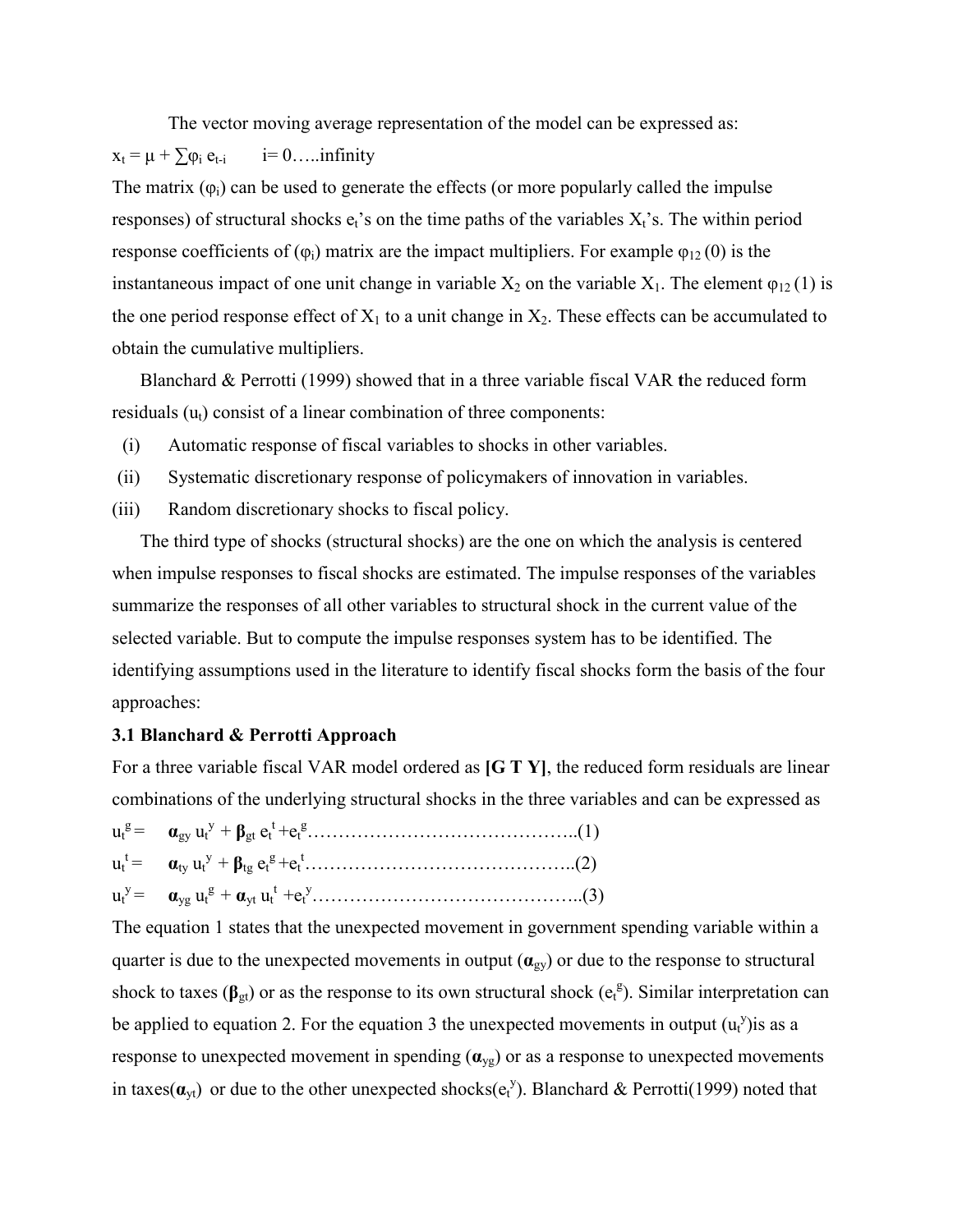The vector moving average representation of the model can be expressed as:

$x_t = \mu + \sum \varphi_i e_{t-i} \qquad i= 0\ldots..\text{infinity}$

The matrix ($\varphi_i$) can be used to generate the effects (or more popularly called the impulse responses) of structural shocks $e_t$'s on the time paths of the variables $X_t$'s. The within period response coefficients of ($\varphi_i$) matrix are the impact multipliers. For example $\varphi_{12}(0)$ is the instantaneous impact of one unit change in variable $X_2$ on the variable $X_1$. The element $\varphi_{12}(1)$ is the one period response effect of $X_1$ to a unit change in $X_2$. These effects can be accumulated to obtain the cumulative multipliers.

Blanchard & Perrotti (1999) showed that in a three variable fiscal VAR the reduced form residuals ($u_t$) consist of a linear combination of three components:

(i) Automatic response of fiscal variables to shocks in other variables.

(ii) Systematic discretionary response of policymakers of innovation in variables.

(iii) Random discretionary shocks to fiscal policy.

The third type of shocks (structural shocks) are the one on which the analysis is centered when impulse responses to fiscal shocks are estimated. The impulse responses of the variables summarize the responses of all other variables to structural shock in the current value of the selected variable. But to compute the impulse responses system has to be identified. The identifying assumptions used in the literature to identify fiscal shocks form the basis of the four approaches:

### 3.1 Blanchard & Perrotti Approach

For a three variable fiscal VAR model ordered as **[G T Y]**, the reduced form residuals are linear combinations of the underlying structural shocks in the three variables and can be expressed as

$$u_t^g = \boldsymbol{\alpha}_{gy} u_t^y + \boldsymbol{\beta}_{gt} e_t^t + e_t^g \ldots\ldots\ldots\ldots\ldots\ldots\ldots\ldots\ldots\ldots\ldots\ldots\ldots..(1)$$

$$u_t^t = \boldsymbol{\alpha}_{ty} u_t^y + \boldsymbol{\beta}_{tg} e_t^g + e_t^t \ldots\ldots\ldots\ldots\ldots\ldots\ldots\ldots\ldots\ldots\ldots\ldots\ldots..(2)$$

$$u_t^y = \boldsymbol{\alpha}_{yg} u_t^g + \boldsymbol{\alpha}_{yt} u_t^t + e_t^y \ldots\ldots\ldots\ldots\ldots\ldots\ldots\ldots\ldots\ldots\ldots\ldots\ldots..(3)$$

The equation 1 states that the unexpected movement in government spending variable within a quarter is due to the unexpected movements in output ($\boldsymbol{\alpha}_{gy}$) or due to the response to structural shock to taxes ($\boldsymbol{\beta}_{gt}$) or as the response to its own structural shock ($e_t^g$). Similar interpretation can be applied to equation 2. For the equation 3 the unexpected movements in output ($u_t^y$)is as a response to unexpected movement in spending ($\boldsymbol{\alpha}_{yg}$) or as a response to unexpected movements in taxes($\boldsymbol{\alpha}_{yt}$) or due to the other unexpected shocks($e_t^y$). Blanchard & Perrotti(1999) noted that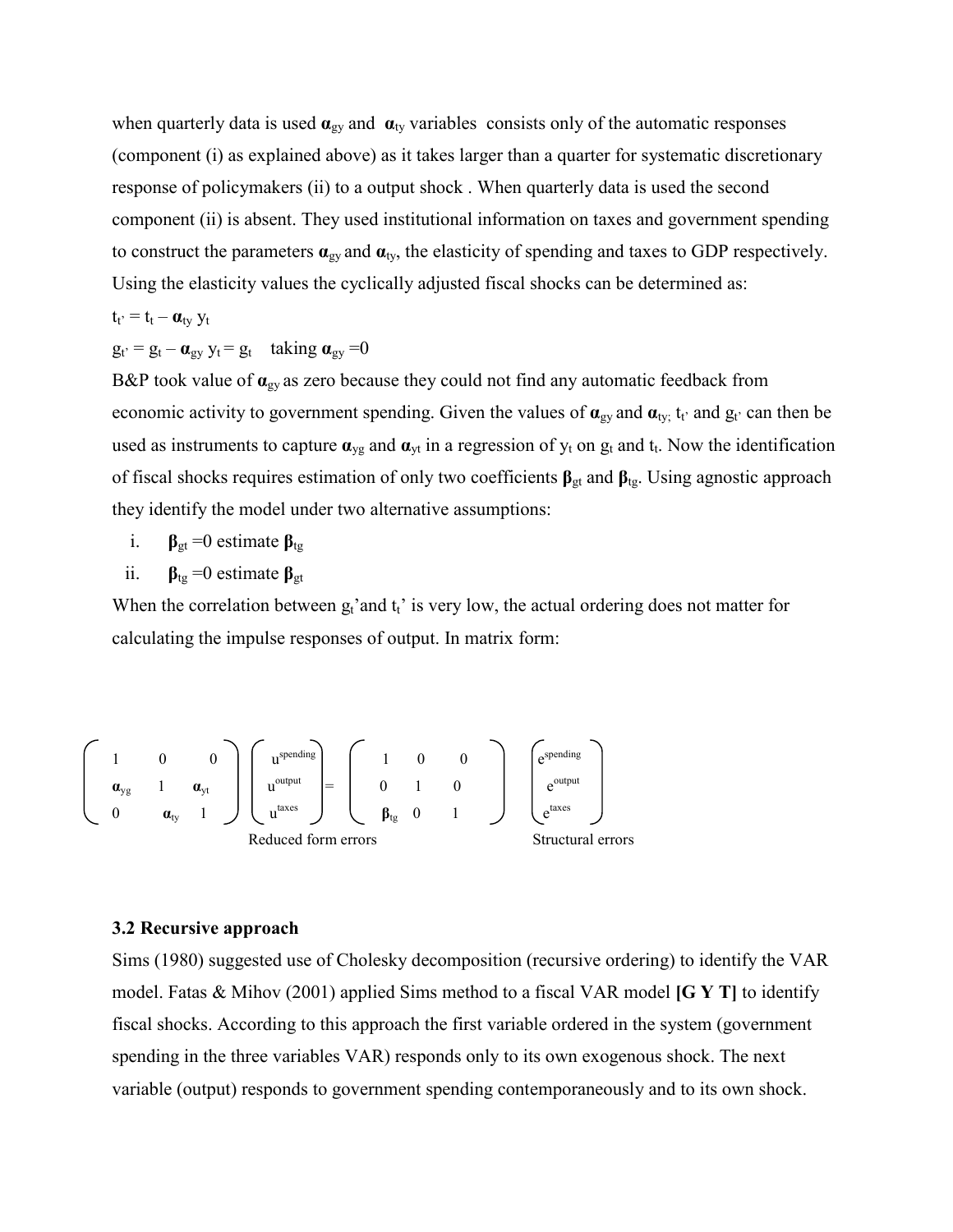when quarterly data is used $\boldsymbol{\alpha}_{gy}$ and $\boldsymbol{\alpha}_{ty}$ variables consists only of the automatic responses (component (i) as explained above) as it takes larger than a quarter for systematic discretionary response of policymakers (ii) to a output shock . When quarterly data is used the second component (ii) is absent. They used institutional information on taxes and government spending to construct the parameters $\boldsymbol{\alpha}_{gy}$ and $\boldsymbol{\alpha}_{ty}$, the elasticity of spending and taxes to GDP respectively. Using the elasticity values the cyclically adjusted fiscal shocks can be determined as:

$t_{t'} = t_t - \boldsymbol{\alpha}_{ty}\, y_t$

$g_{t'} = g_t - \boldsymbol{\alpha}_{gy}\, y_t = g_t$ taking $\boldsymbol{\alpha}_{gy} = 0$

B&P took value of $\boldsymbol{\alpha}_{gy}$ as zero because they could not find any automatic feedback from economic activity to government spending. Given the values of $\boldsymbol{\alpha}_{gy}$ and $\boldsymbol{\alpha}_{ty;}$ $t_{t'}$ and $g_{t'}$ can then be used as instruments to capture $\boldsymbol{\alpha}_{yg}$ and $\boldsymbol{\alpha}_{yt}$ in a regression of $y_t$ on $g_t$ and $t_t$. Now the identification of fiscal shocks requires estimation of only two coefficients $\boldsymbol{\beta}_{gt}$ and $\boldsymbol{\beta}_{tg}$. Using agnostic approach they identify the model under two alternative assumptions:

i. $\boldsymbol{\beta}_{gt} = 0$ estimate $\boldsymbol{\beta}_{tg}$
ii. $\boldsymbol{\beta}_{tg} = 0$ estimate $\boldsymbol{\beta}_{gt}$

When the correlation between $g_t$'and $t_t$' is very low, the actual ordering does not matter for calculating the impulse responses of output. In matrix form:

$$
\begin{pmatrix} 1 & 0 & 0 \\ \boldsymbol{\alpha}_{yg} & 1 & \boldsymbol{\alpha}_{yt} \\ 0 & \boldsymbol{\alpha}_{ty} & 1 \end{pmatrix}
\underbrace{\begin{pmatrix} u^{spending} \\ u^{output} \\ u^{taxes} \end{pmatrix}}_{\text{Reduced form errors}}
=
\begin{pmatrix} 1 & 0 & 0 \\ 0 & 1 & 0 \\ \boldsymbol{\beta}_{tg} & 0 & 1 \end{pmatrix}
\underbrace{\begin{pmatrix} e^{spending} \\ e^{output} \\ e^{taxes} \end{pmatrix}}_{\text{Structural errors}}
$$

### 3.2 Recursive approach

Sims (1980) suggested use of Cholesky decomposition (recursive ordering) to identify the VAR model. Fatas & Mihov (2001) applied Sims method to a fiscal VAR model **[G Y T]** to identify fiscal shocks. According to this approach the first variable ordered in the system (government spending in the three variables VAR) responds only to its own exogenous shock. The next variable (output) responds to government spending contemporaneously and to its own shock.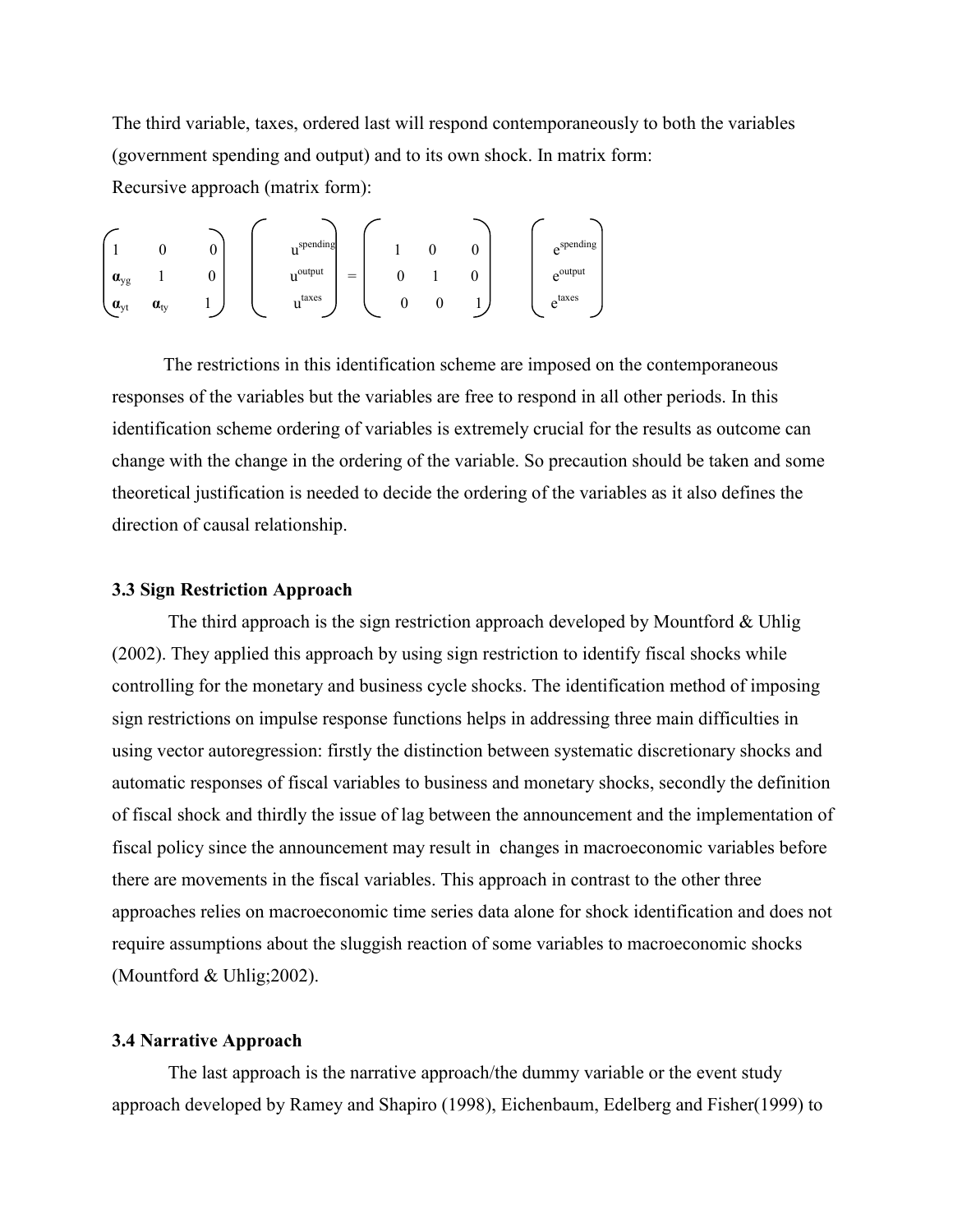The third variable, taxes, ordered last will respond contemporaneously to both the variables (government spending and output) and to its own shock. In matrix form:

Recursive approach (matrix form):

$$
\begin{pmatrix} 1 & 0 & 0 \\ \boldsymbol{\alpha}_{yg} & 1 & 0 \\ \boldsymbol{\alpha}_{yt} & \boldsymbol{\alpha}_{ty} & 1 \end{pmatrix}
\begin{pmatrix} u^{spending} \\ u^{output} \\ u^{taxes} \end{pmatrix}
=
\begin{pmatrix} 1 & 0 & 0 \\ 0 & 1 & 0 \\ 0 & 0 & 1 \end{pmatrix}
\begin{pmatrix} e^{spending} \\ e^{output} \\ e^{taxes} \end{pmatrix}
$$

The restrictions in this identification scheme are imposed on the contemporaneous responses of the variables but the variables are free to respond in all other periods. In this identification scheme ordering of variables is extremely crucial for the results as outcome can change with the change in the ordering of the variable. So precaution should be taken and some theoretical justification is needed to decide the ordering of the variables as it also defines the direction of causal relationship.

### 3.3 Sign Restriction Approach

The third approach is the sign restriction approach developed by Mountford & Uhlig (2002). They applied this approach by using sign restriction to identify fiscal shocks while controlling for the monetary and business cycle shocks. The identification method of imposing sign restrictions on impulse response functions helps in addressing three main difficulties in using vector autoregression: firstly the distinction between systematic discretionary shocks and automatic responses of fiscal variables to business and monetary shocks, secondly the definition of fiscal shock and thirdly the issue of lag between the announcement and the implementation of fiscal policy since the announcement may result in changes in macroeconomic variables before there are movements in the fiscal variables. This approach in contrast to the other three approaches relies on macroeconomic time series data alone for shock identification and does not require assumptions about the sluggish reaction of some variables to macroeconomic shocks (Mountford & Uhlig;2002).

### 3.4 Narrative Approach

The last approach is the narrative approach/the dummy variable or the event study approach developed by Ramey and Shapiro (1998), Eichenbaum, Edelberg and Fisher(1999) to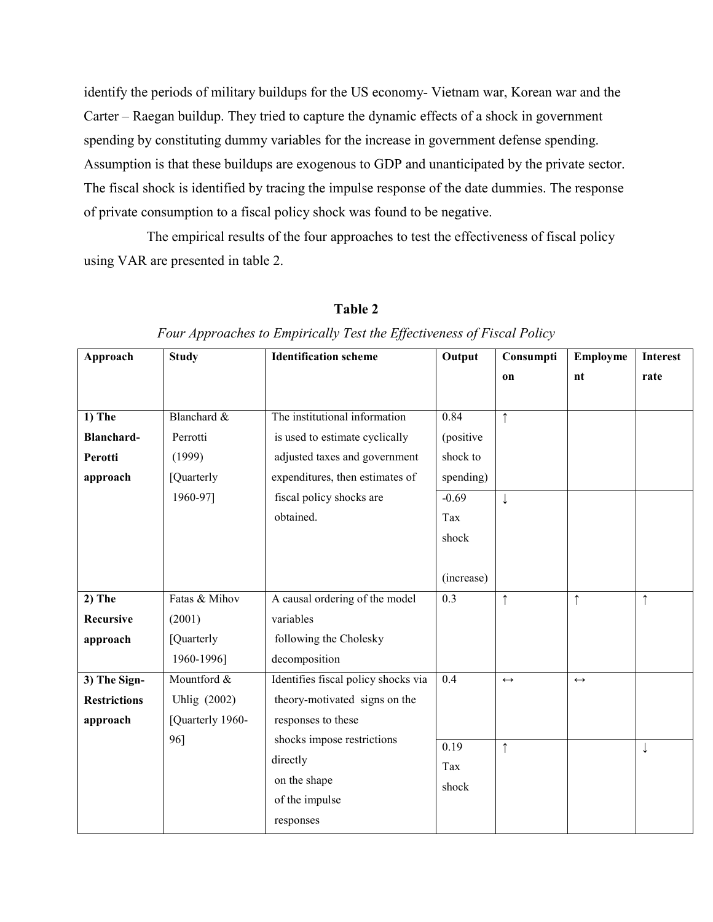identify the periods of military buildups for the US economy- Vietnam war, Korean war and the Carter – Raegan buildup. They tried to capture the dynamic effects of a shock in government spending by constituting dummy variables for the increase in government defense spending. Assumption is that these buildups are exogenous to GDP and unanticipated by the private sector. The fiscal shock is identified by tracing the impulse response of the date dummies. The response of private consumption to a fiscal policy shock was found to be negative.

The empirical results of the four approaches to test the effectiveness of fiscal policy using VAR are presented in table 2.

**Table 2**

*Four Approaches to Empirically Test the Effectiveness of Fiscal Policy*

| Approach | Study | Identification scheme | Output | Consumption | Employment | Interest rate |
|---|---|---|---|---|---|---|
| **1) The Blanchard-Perotti approach** | Blanchard & Perrotti (1999) [Quarterly 1960-97] | The institutional information is used to estimate cyclically adjusted taxes and government expenditures, then estimates of fiscal policy shocks are obtained. | 0.84 (positive shock to spending) | ↑ | | |
| | | | -0.69 Tax shock (increase) | ↓ | | |
| **2) The Recursive approach** | Fatas & Mihov (2001) [Quarterly 1960-1996] | A causal ordering of the model variables following the Cholesky decomposition | 0.3 | ↑ | ↑ | ↑ |
| **3) The Sign-Restrictions approach** | Mountford & Uhlig (2002) [Quarterly 1960-96] | Identifies fiscal policy shocks via theory-motivated signs on the responses to these shocks impose restrictions directly on the shape of the impulse responses | 0.4 | ↔ | ↔ | |
| | | | 0.19 Tax shock | ↑ | | ↓ |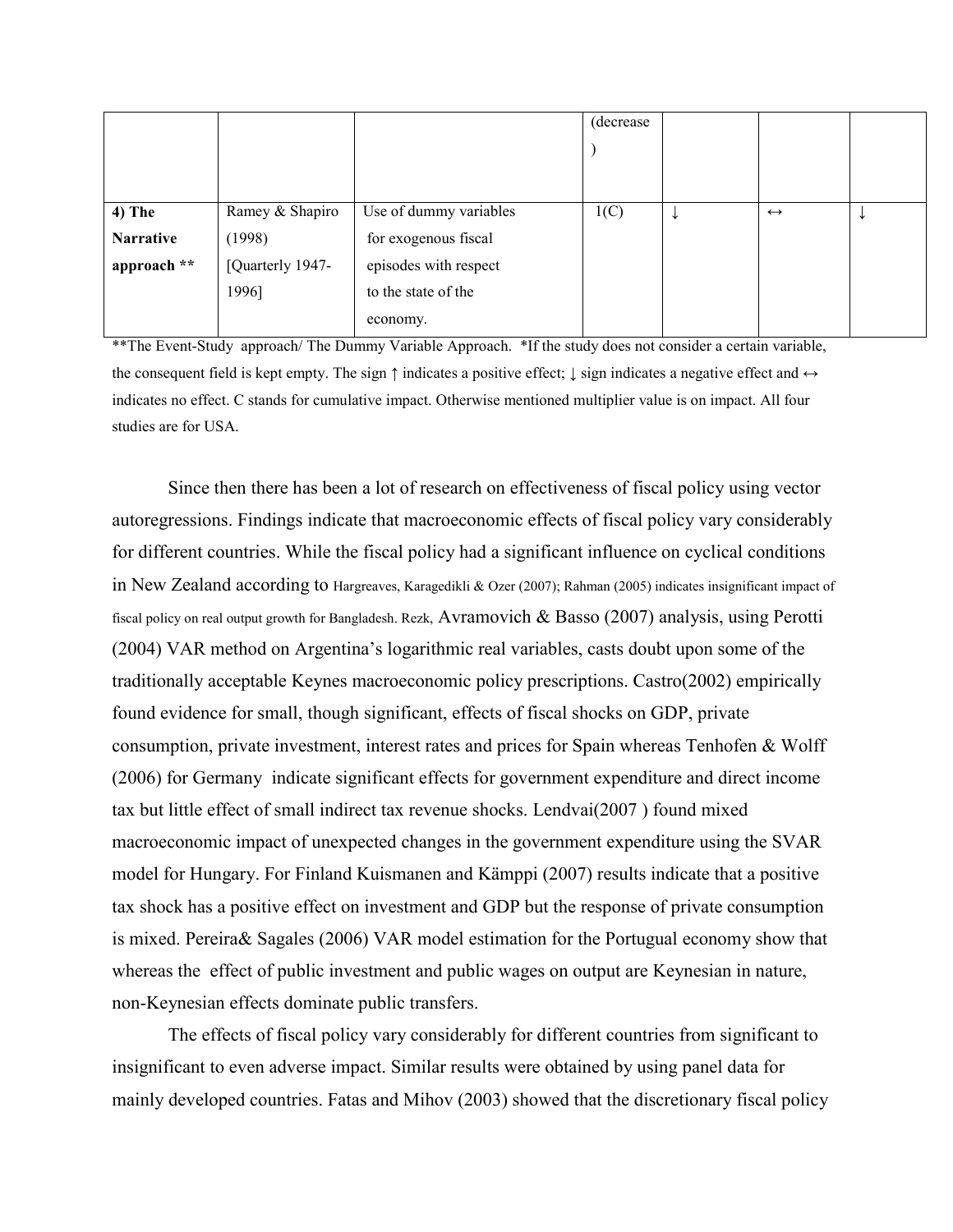| | | | (decrease ) | | | |
|---|---|---|---|---|---|---|
| **4) The Narrative approach ** ** | Ramey & Shapiro (1998) [Quarterly 1947-1996] | Use of dummy variables for exogenous fiscal episodes with respect to the state of the economy. | 1(C) | ↓ | ↔ | ↓ |

**The Event-Study approach/ The Dummy Variable Approach. *If the study does not consider a certain variable, the consequent field is kept empty. The sign ↑ indicates a positive effect; ↓ sign indicates a negative effect and ↔ indicates no effect. C stands for cumulative impact. Otherwise mentioned multiplier value is on impact. All four studies are for USA.

Since then there has been a lot of research on effectiveness of fiscal policy using vector autoregressions. Findings indicate that macroeconomic effects of fiscal policy vary considerably for different countries. While the fiscal policy had a significant influence on cyclical conditions in New Zealand according to Hargreaves, Karagedikli & Ozer (2007); Rahman (2005) indicates insignificant impact of fiscal policy on real output growth for Bangladesh. Rezk, Avramovich & Basso (2007) analysis, using Perotti (2004) VAR method on Argentina's logarithmic real variables, casts doubt upon some of the traditionally acceptable Keynes macroeconomic policy prescriptions. Castro(2002) empirically found evidence for small, though significant, effects of fiscal shocks on GDP, private consumption, private investment, interest rates and prices for Spain whereas Tenhofen & Wolff (2006) for Germany indicate significant effects for government expenditure and direct income tax but little effect of small indirect tax revenue shocks. Lendvai(2007 ) found mixed macroeconomic impact of unexpected changes in the government expenditure using the SVAR model for Hungary. For Finland Kuismanen and Kämppi (2007) results indicate that a positive tax shock has a positive effect on investment and GDP but the response of private consumption is mixed. Pereira& Sagales (2006) VAR model estimation for the Portugual economy show that whereas the effect of public investment and public wages on output are Keynesian in nature, non-Keynesian effects dominate public transfers.

The effects of fiscal policy vary considerably for different countries from significant to insignificant to even adverse impact. Similar results were obtained by using panel data for mainly developed countries. Fatas and Mihov (2003) showed that the discretionary fiscal policy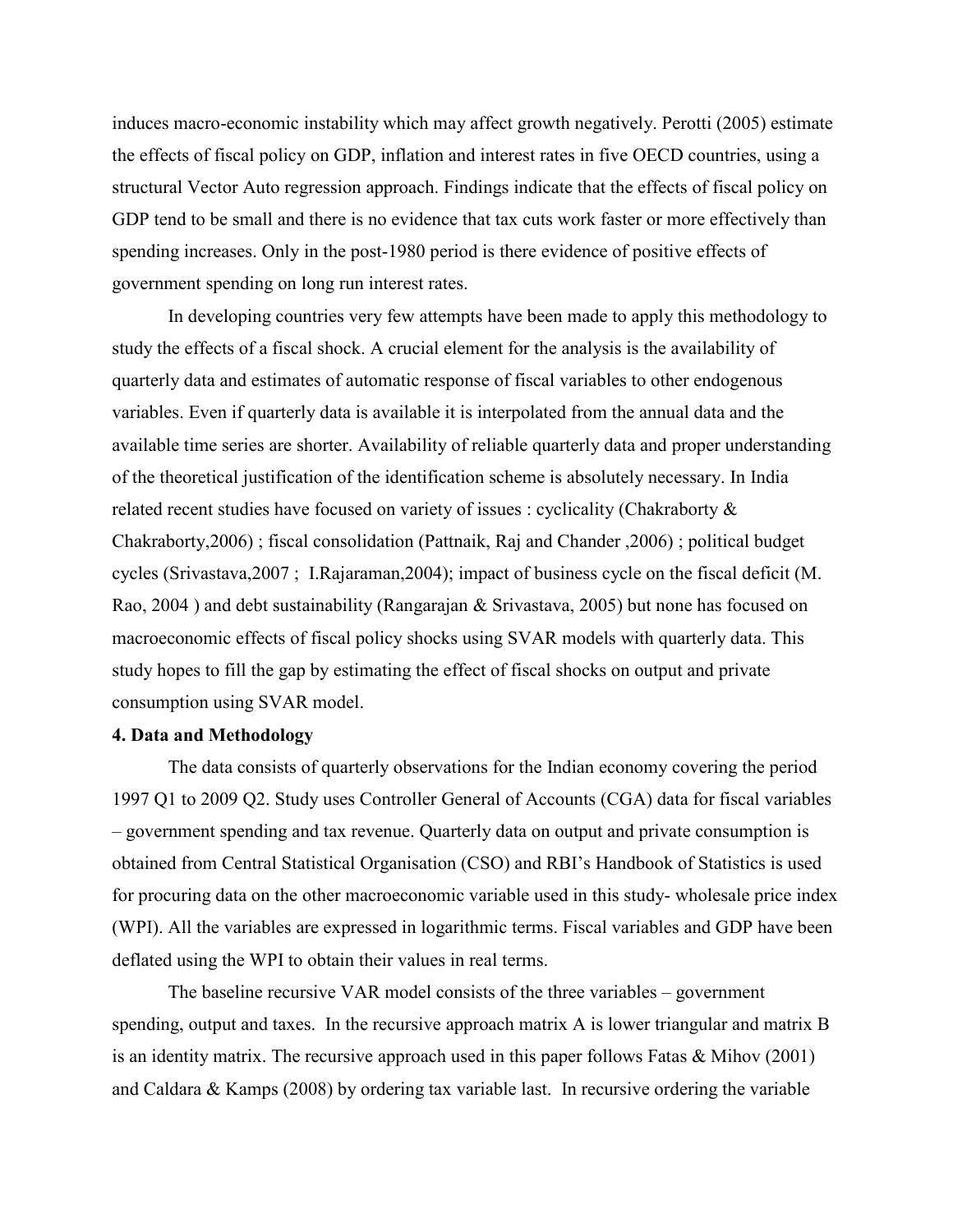induces macro-economic instability which may affect growth negatively. Perotti (2005) estimate the effects of fiscal policy on GDP, inflation and interest rates in five OECD countries, using a structural Vector Auto regression approach. Findings indicate that the effects of fiscal policy on GDP tend to be small and there is no evidence that tax cuts work faster or more effectively than spending increases. Only in the post-1980 period is there evidence of positive effects of government spending on long run interest rates.

In developing countries very few attempts have been made to apply this methodology to study the effects of a fiscal shock. A crucial element for the analysis is the availability of quarterly data and estimates of automatic response of fiscal variables to other endogenous variables. Even if quarterly data is available it is interpolated from the annual data and the available time series are shorter. Availability of reliable quarterly data and proper understanding of the theoretical justification of the identification scheme is absolutely necessary. In India related recent studies have focused on variety of issues : cyclicality (Chakraborty & Chakraborty,2006) ; fiscal consolidation (Pattnaik, Raj and Chander ,2006) ; political budget cycles (Srivastava,2007 ; I.Rajaraman,2004); impact of business cycle on the fiscal deficit (M. Rao, 2004 ) and debt sustainability (Rangarajan & Srivastava, 2005) but none has focused on macroeconomic effects of fiscal policy shocks using SVAR models with quarterly data. This study hopes to fill the gap by estimating the effect of fiscal shocks on output and private consumption using SVAR model.

**4. Data and Methodology**

The data consists of quarterly observations for the Indian economy covering the period 1997 Q1 to 2009 Q2. Study uses Controller General of Accounts (CGA) data for fiscal variables – government spending and tax revenue. Quarterly data on output and private consumption is obtained from Central Statistical Organisation (CSO) and RBI's Handbook of Statistics is used for procuring data on the other macroeconomic variable used in this study- wholesale price index (WPI). All the variables are expressed in logarithmic terms. Fiscal variables and GDP have been deflated using the WPI to obtain their values in real terms.

The baseline recursive VAR model consists of the three variables – government spending, output and taxes. In the recursive approach matrix A is lower triangular and matrix B is an identity matrix. The recursive approach used in this paper follows Fatas & Mihov (2001) and Caldara & Kamps (2008) by ordering tax variable last. In recursive ordering the variable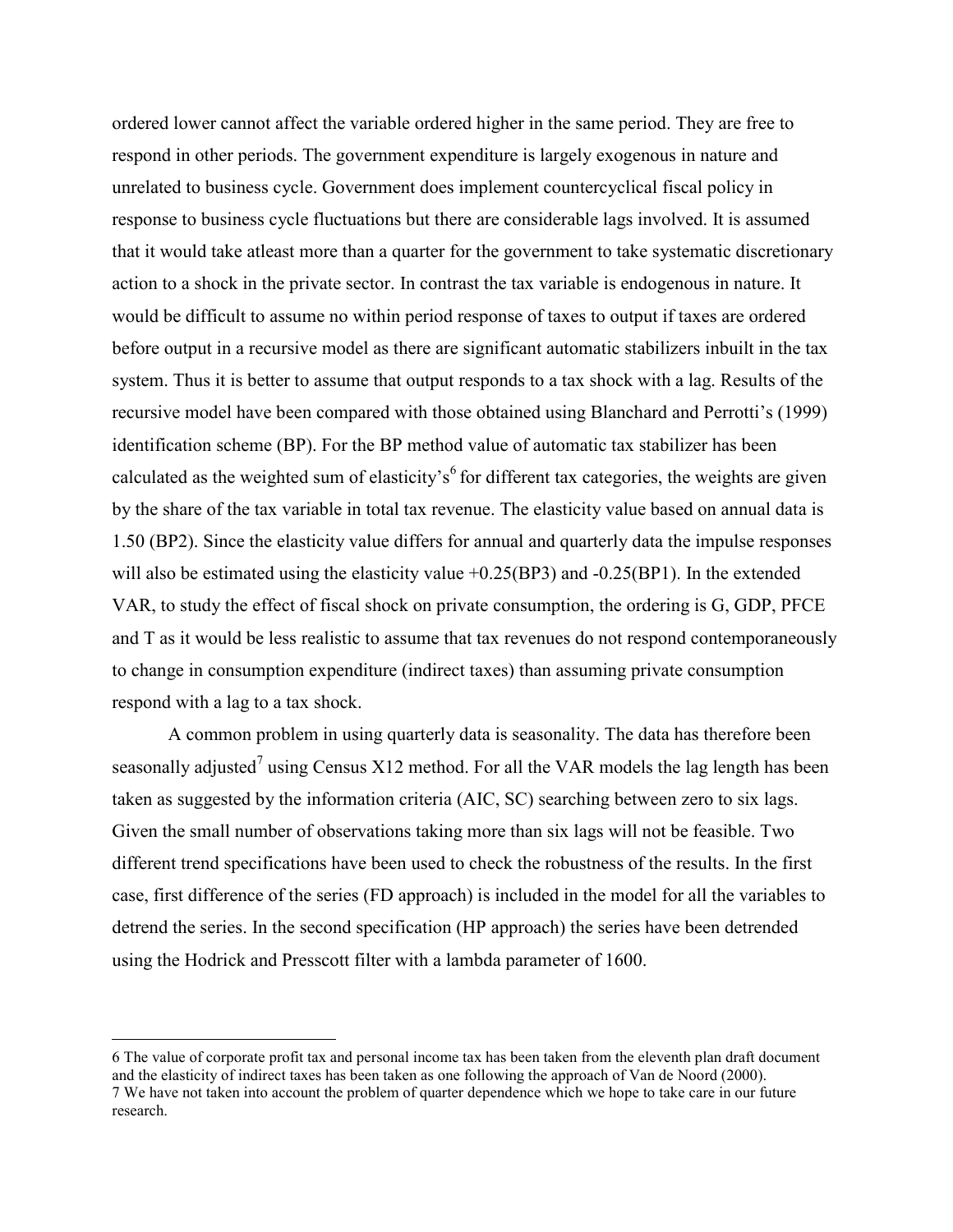ordered lower cannot affect the variable ordered higher in the same period. They are free to respond in other periods. The government expenditure is largely exogenous in nature and unrelated to business cycle. Government does implement countercyclical fiscal policy in response to business cycle fluctuations but there are considerable lags involved. It is assumed that it would take atleast more than a quarter for the government to take systematic discretionary action to a shock in the private sector. In contrast the tax variable is endogenous in nature. It would be difficult to assume no within period response of taxes to output if taxes are ordered before output in a recursive model as there are significant automatic stabilizers inbuilt in the tax system. Thus it is better to assume that output responds to a tax shock with a lag. Results of the recursive model have been compared with those obtained using Blanchard and Perrotti's (1999) identification scheme (BP). For the BP method value of automatic tax stabilizer has been calculated as the weighted sum of elasticity's[6] for different tax categories, the weights are given by the share of the tax variable in total tax revenue. The elasticity value based on annual data is 1.50 (BP2). Since the elasticity value differs for annual and quarterly data the impulse responses will also be estimated using the elasticity value +0.25(BP3) and -0.25(BP1). In the extended VAR, to study the effect of fiscal shock on private consumption, the ordering is G, GDP, PFCE and T as it would be less realistic to assume that tax revenues do not respond contemporaneously to change in consumption expenditure (indirect taxes) than assuming private consumption respond with a lag to a tax shock.

A common problem in using quarterly data is seasonality. The data has therefore been seasonally adjusted[7] using Census X12 method. For all the VAR models the lag length has been taken as suggested by the information criteria (AIC, SC) searching between zero to six lags. Given the small number of observations taking more than six lags will not be feasible. Two different trend specifications have been used to check the robustness of the results. In the first case, first difference of the series (FD approach) is included in the model for all the variables to detrend the series. In the second specification (HP approach) the series have been detrended using the Hodrick and Presscott filter with a lambda parameter of 1600.

---

6 The value of corporate profit tax and personal income tax has been taken from the eleventh plan draft document and the elasticity of indirect taxes has been taken as one following the approach of Van de Noord (2000).

7 We have not taken into account the problem of quarter dependence which we hope to take care in our future research.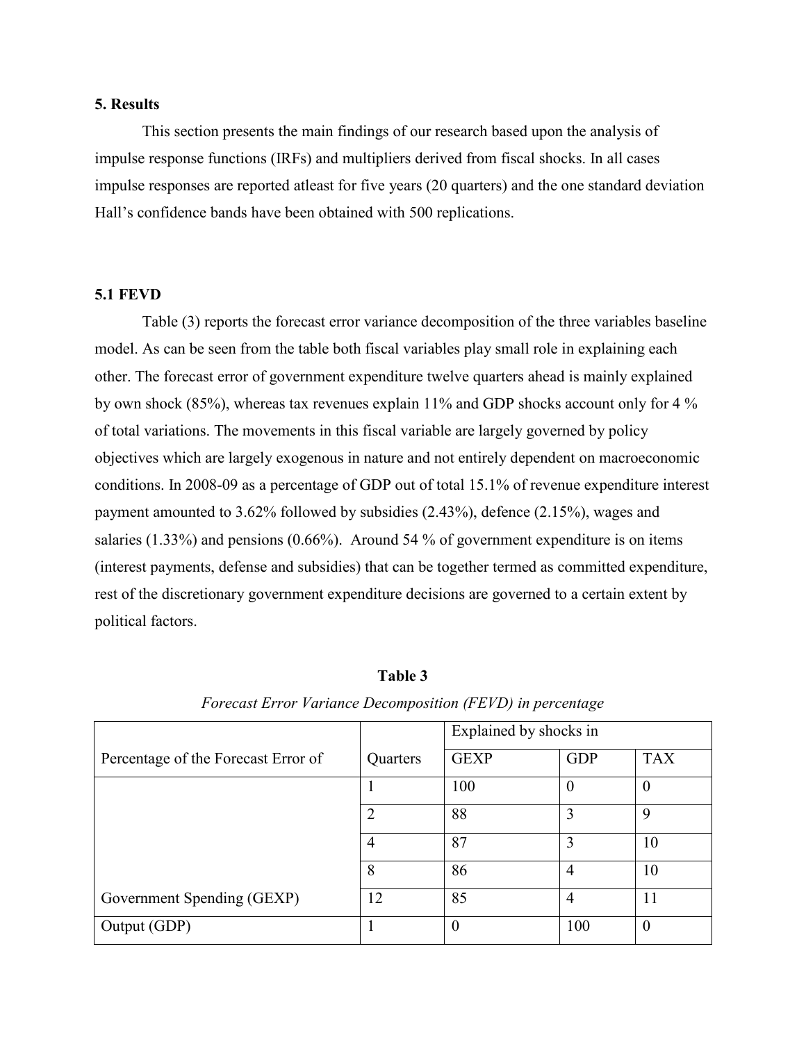## 5. Results

This section presents the main findings of our research based upon the analysis of impulse response functions (IRFs) and multipliers derived from fiscal shocks. In all cases impulse responses are reported atleast for five years (20 quarters) and the one standard deviation Hall's confidence bands have been obtained with 500 replications.

### 5.1 FEVD

Table (3) reports the forecast error variance decomposition of the three variables baseline model. As can be seen from the table both fiscal variables play small role in explaining each other. The forecast error of government expenditure twelve quarters ahead is mainly explained by own shock (85%), whereas tax revenues explain 11% and GDP shocks account only for 4 % of total variations. The movements in this fiscal variable are largely governed by policy objectives which are largely exogenous in nature and not entirely dependent on macroeconomic conditions. In 2008-09 as a percentage of GDP out of total 15.1% of revenue expenditure interest payment amounted to 3.62% followed by subsidies (2.43%), defence (2.15%), wages and salaries (1.33%) and pensions (0.66%). Around 54 % of government expenditure is on items (interest payments, defense and subsidies) that can be together termed as committed expenditure, rest of the discretionary government expenditure decisions are governed to a certain extent by political factors.

**Table 3**

*Forecast Error Variance Decomposition (FEVD) in percentage*

| | | Explained by shocks in | | |
|---|---|---|---|---|
| Percentage of the Forecast Error of | Quarters | GEXP | GDP | TAX |
| | 1 | 100 | 0 | 0 |
| | 2 | 88 | 3 | 9 |
| | 4 | 87 | 3 | 10 |
| | 8 | 86 | 4 | 10 |
| Government Spending (GEXP) | 12 | 85 | 4 | 11 |
| Output (GDP) | 1 | 0 | 100 | 0 |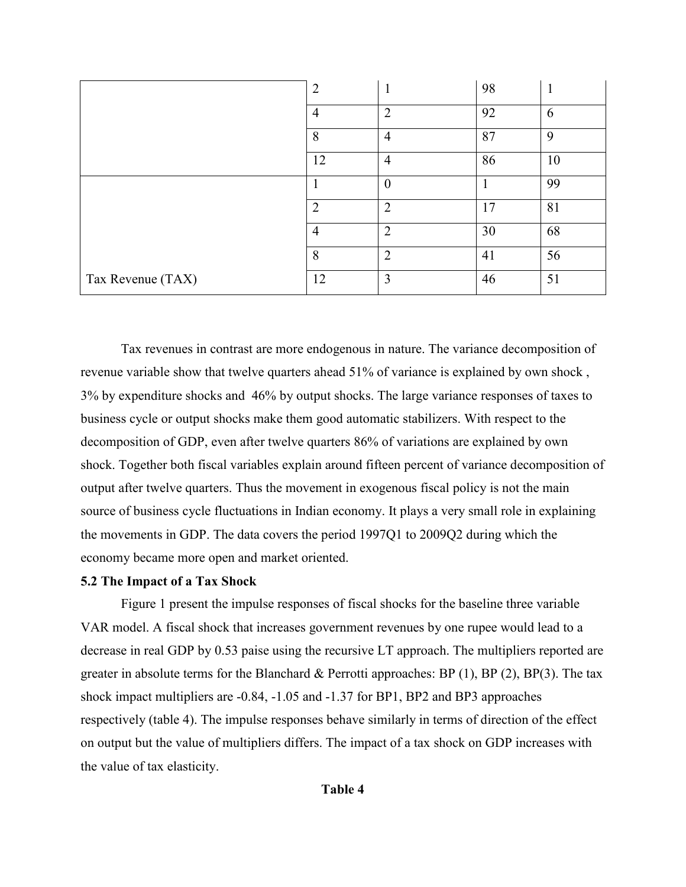| | | | | |
|---|---|---|---|---|
| | 2 | 1 | 98 | 1 |
| | 4 | 2 | 92 | 6 |
| | 8 | 4 | 87 | 9 |
| | 12 | 4 | 86 | 10 |
| | 1 | 0 | 1 | 99 |
| | 2 | 2 | 17 | 81 |
| | 4 | 2 | 30 | 68 |
| | 8 | 2 | 41 | 56 |
| Tax Revenue (TAX) | 12 | 3 | 46 | 51 |

Tax revenues in contrast are more endogenous in nature. The variance decomposition of revenue variable show that twelve quarters ahead 51% of variance is explained by own shock , 3% by expenditure shocks and 46% by output shocks. The large variance responses of taxes to business cycle or output shocks make them good automatic stabilizers. With respect to the decomposition of GDP, even after twelve quarters 86% of variations are explained by own shock. Together both fiscal variables explain around fifteen percent of variance decomposition of output after twelve quarters. Thus the movement in exogenous fiscal policy is not the main source of business cycle fluctuations in Indian economy. It plays a very small role in explaining the movements in GDP. The data covers the period 1997Q1 to 2009Q2 during which the economy became more open and market oriented.

**5.2 The Impact of a Tax Shock**

Figure 1 present the impulse responses of fiscal shocks for the baseline three variable VAR model. A fiscal shock that increases government revenues by one rupee would lead to a decrease in real GDP by 0.53 paise using the recursive LT approach. The multipliers reported are greater in absolute terms for the Blanchard & Perrotti approaches: BP (1), BP (2), BP(3). The tax shock impact multipliers are -0.84, -1.05 and -1.37 for BP1, BP2 and BP3 approaches respectively (table 4). The impulse responses behave similarly in terms of direction of the effect on output but the value of multipliers differs. The impact of a tax shock on GDP increases with the value of tax elasticity.

**Table 4**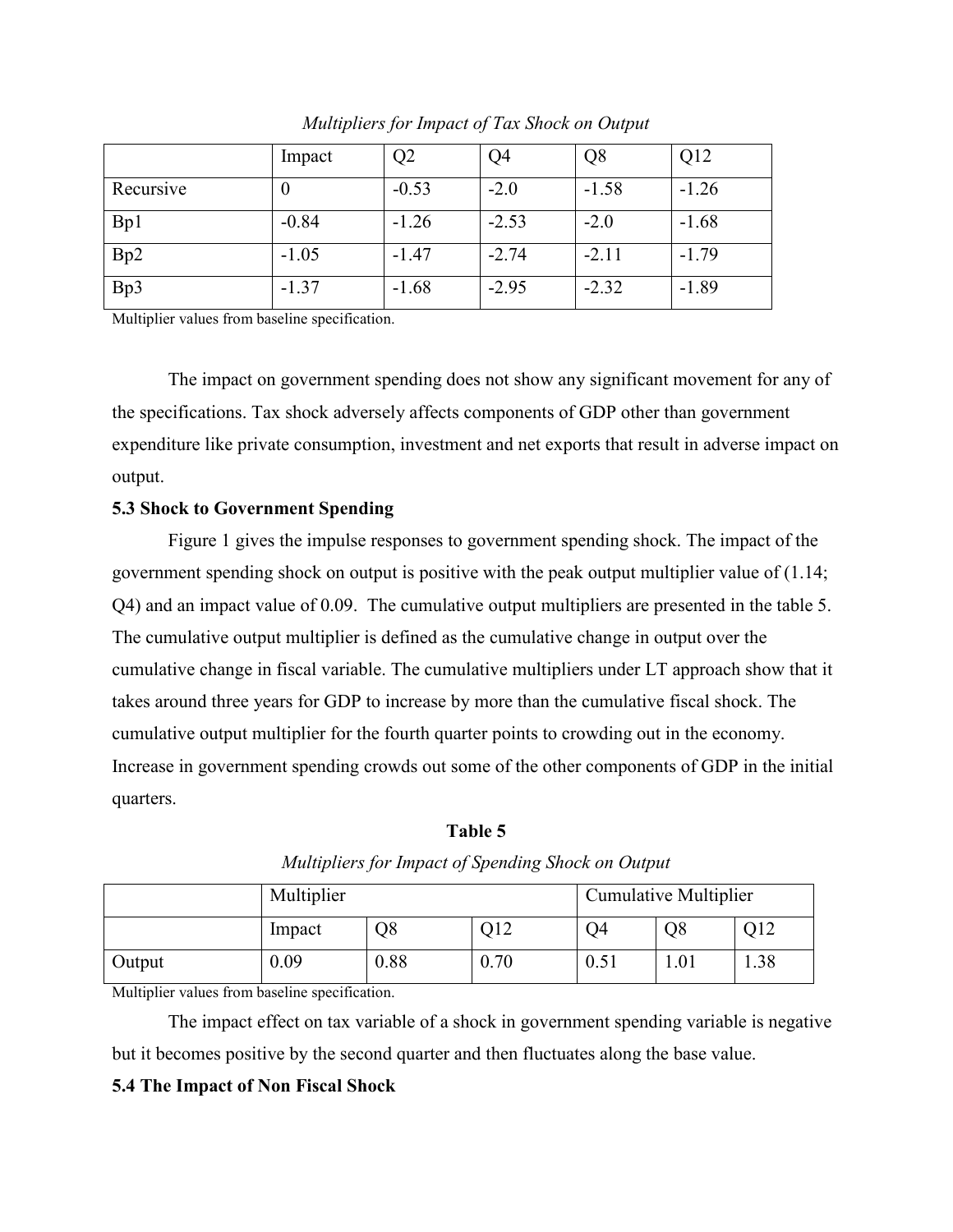*Multipliers for Impact of Tax Shock on Output*

| | Impact | Q2 | Q4 | Q8 | Q12 |
|---|---|---|---|---|---|
| Recursive | 0 | -0.53 | -2.0 | -1.58 | -1.26 |
| Bp1 | -0.84 | -1.26 | -2.53 | -2.0 | -1.68 |
| Bp2 | -1.05 | -1.47 | -2.74 | -2.11 | -1.79 |
| Bp3 | -1.37 | -1.68 | -2.95 | -2.32 | -1.89 |

Multiplier values from baseline specification.

The impact on government spending does not show any significant movement for any of the specifications. Tax shock adversely affects components of GDP other than government expenditure like private consumption, investment and net exports that result in adverse impact on output.

### 5.3 Shock to Government Spending

Figure 1 gives the impulse responses to government spending shock. The impact of the government spending shock on output is positive with the peak output multiplier value of (1.14; Q4) and an impact value of 0.09. The cumulative output multipliers are presented in the table 5. The cumulative output multiplier is defined as the cumulative change in output over the cumulative change in fiscal variable. The cumulative multipliers under LT approach show that it takes around three years for GDP to increase by more than the cumulative fiscal shock. The cumulative output multiplier for the fourth quarter points to crowding out in the economy. Increase in government spending crowds out some of the other components of GDP in the initial quarters.

**Table 5**

*Multipliers for Impact of Spending Shock on Output*

| | Multiplier | | | Cumulative Multiplier | | |
|---|---|---|---|---|---|---|
| | Impact | Q8 | Q12 | Q4 | Q8 | Q12 |
| Output | 0.09 | 0.88 | 0.70 | 0.51 | 1.01 | 1.38 |

Multiplier values from baseline specification.

The impact effect on tax variable of a shock in government spending variable is negative but it becomes positive by the second quarter and then fluctuates along the base value.

### 5.4 The Impact of Non Fiscal Shock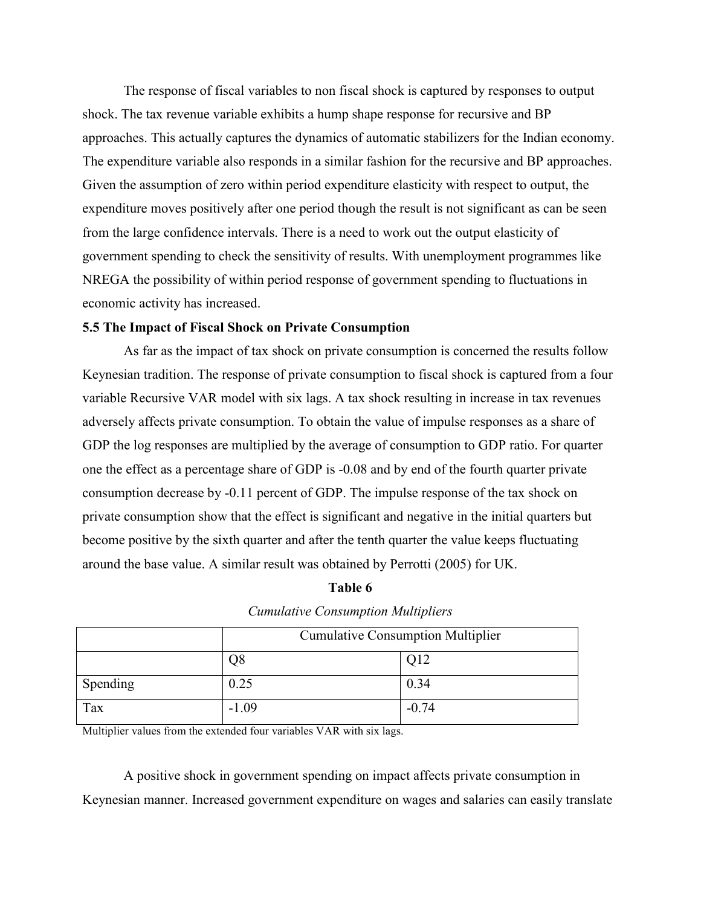The response of fiscal variables to non fiscal shock is captured by responses to output shock. The tax revenue variable exhibits a hump shape response for recursive and BP approaches. This actually captures the dynamics of automatic stabilizers for the Indian economy. The expenditure variable also responds in a similar fashion for the recursive and BP approaches. Given the assumption of zero within period expenditure elasticity with respect to output, the expenditure moves positively after one period though the result is not significant as can be seen from the large confidence intervals. There is a need to work out the output elasticity of government spending to check the sensitivity of results. With unemployment programmes like NREGA the possibility of within period response of government spending to fluctuations in economic activity has increased.

**5.5 The Impact of Fiscal Shock on Private Consumption**

As far as the impact of tax shock on private consumption is concerned the results follow Keynesian tradition. The response of private consumption to fiscal shock is captured from a four variable Recursive VAR model with six lags. A tax shock resulting in increase in tax revenues adversely affects private consumption. To obtain the value of impulse responses as a share of GDP the log responses are multiplied by the average of consumption to GDP ratio. For quarter one the effect as a percentage share of GDP is -0.08 and by end of the fourth quarter private consumption decrease by -0.11 percent of GDP. The impulse response of the tax shock on private consumption show that the effect is significant and negative in the initial quarters but become positive by the sixth quarter and after the tenth quarter the value keeps fluctuating around the base value. A similar result was obtained by Perrotti (2005) for UK.

**Table 6**

*Cumulative Consumption Multipliers*

| | Cumulative Consumption Multiplier | |
|---|---|---|
| | Q8 | Q12 |
| Spending | 0.25 | 0.34 |
| Tax | -1.09 | -0.74 |

Multiplier values from the extended four variables VAR with six lags.

A positive shock in government spending on impact affects private consumption in Keynesian manner. Increased government expenditure on wages and salaries can easily translate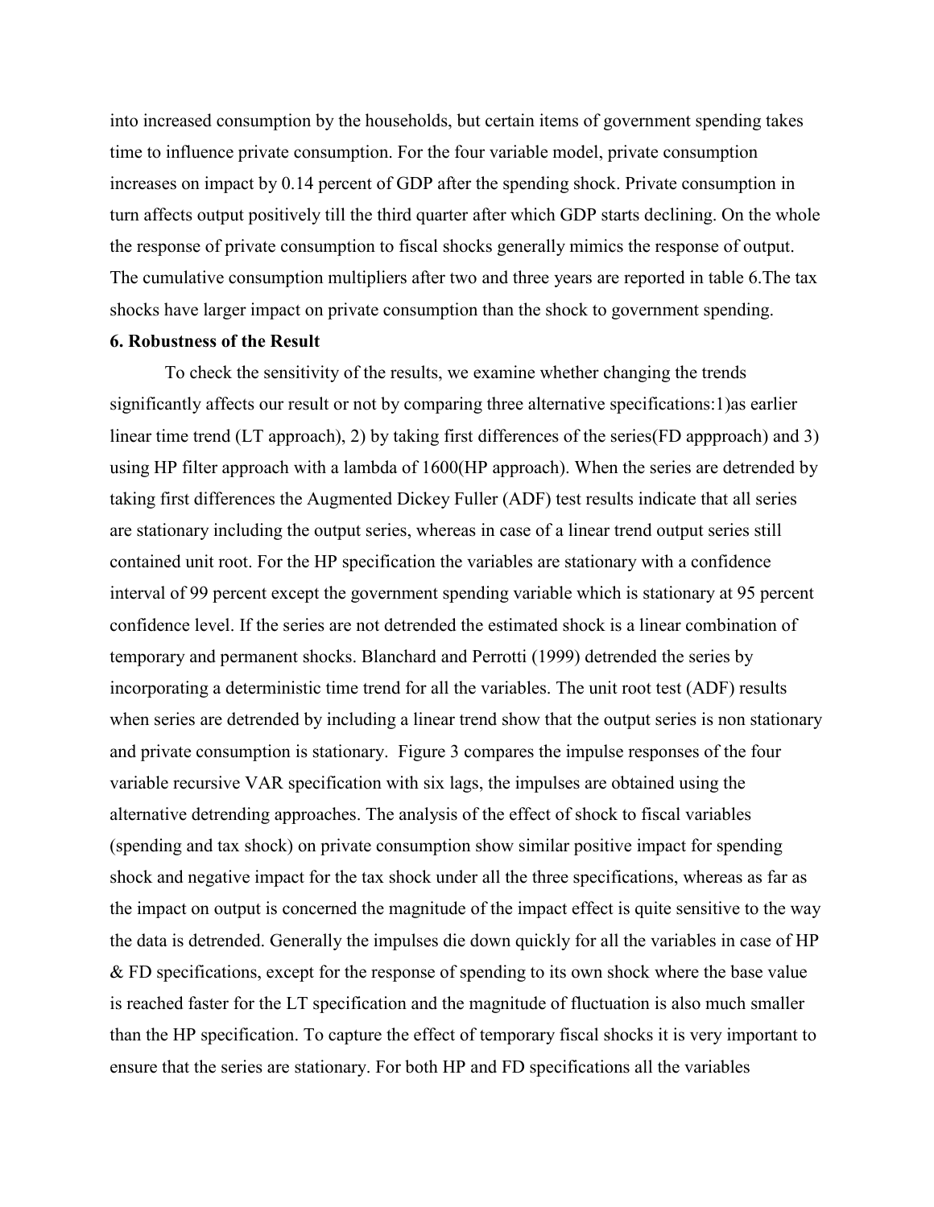into increased consumption by the households, but certain items of government spending takes time to influence private consumption. For the four variable model, private consumption increases on impact by 0.14 percent of GDP after the spending shock. Private consumption in turn affects output positively till the third quarter after which GDP starts declining. On the whole the response of private consumption to fiscal shocks generally mimics the response of output. The cumulative consumption multipliers after two and three years are reported in table 6.The tax shocks have larger impact on private consumption than the shock to government spending.

**6. Robustness of the Result**

To check the sensitivity of the results, we examine whether changing the trends significantly affects our result or not by comparing three alternative specifications:1)as earlier linear time trend (LT approach), 2) by taking first differences of the series(FD appproach) and 3) using HP filter approach with a lambda of 1600(HP approach). When the series are detrended by taking first differences the Augmented Dickey Fuller (ADF) test results indicate that all series are stationary including the output series, whereas in case of a linear trend output series still contained unit root. For the HP specification the variables are stationary with a confidence interval of 99 percent except the government spending variable which is stationary at 95 percent confidence level. If the series are not detrended the estimated shock is a linear combination of temporary and permanent shocks. Blanchard and Perrotti (1999) detrended the series by incorporating a deterministic time trend for all the variables. The unit root test (ADF) results when series are detrended by including a linear trend show that the output series is non stationary and private consumption is stationary. Figure 3 compares the impulse responses of the four variable recursive VAR specification with six lags, the impulses are obtained using the alternative detrending approaches. The analysis of the effect of shock to fiscal variables (spending and tax shock) on private consumption show similar positive impact for spending shock and negative impact for the tax shock under all the three specifications, whereas as far as the impact on output is concerned the magnitude of the impact effect is quite sensitive to the way the data is detrended. Generally the impulses die down quickly for all the variables in case of HP & FD specifications, except for the response of spending to its own shock where the base value is reached faster for the LT specification and the magnitude of fluctuation is also much smaller than the HP specification. To capture the effect of temporary fiscal shocks it is very important to ensure that the series are stationary. For both HP and FD specifications all the variables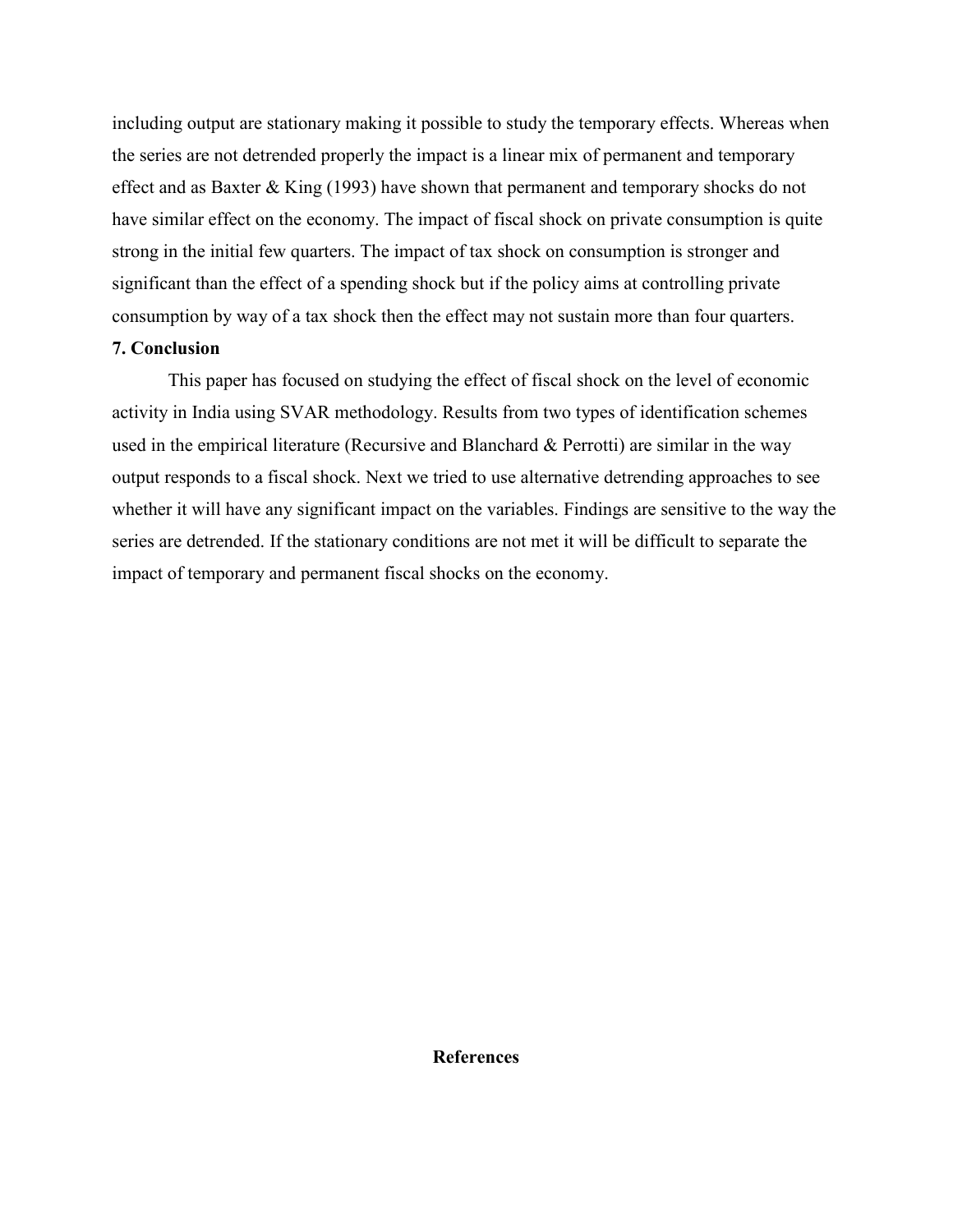including output are stationary making it possible to study the temporary effects. Whereas when the series are not detrended properly the impact is a linear mix of permanent and temporary effect and as Baxter & King (1993) have shown that permanent and temporary shocks do not have similar effect on the economy. The impact of fiscal shock on private consumption is quite strong in the initial few quarters. The impact of tax shock on consumption is stronger and significant than the effect of a spending shock but if the policy aims at controlling private consumption by way of a tax shock then the effect may not sustain more than four quarters.

## 7. Conclusion

This paper has focused on studying the effect of fiscal shock on the level of economic activity in India using SVAR methodology. Results from two types of identification schemes used in the empirical literature (Recursive and Blanchard & Perrotti) are similar in the way output responds to a fiscal shock. Next we tried to use alternative detrending approaches to see whether it will have any significant impact on the variables. Findings are sensitive to the way the series are detrended. If the stationary conditions are not met it will be difficult to separate the impact of temporary and permanent fiscal shocks on the economy.

## References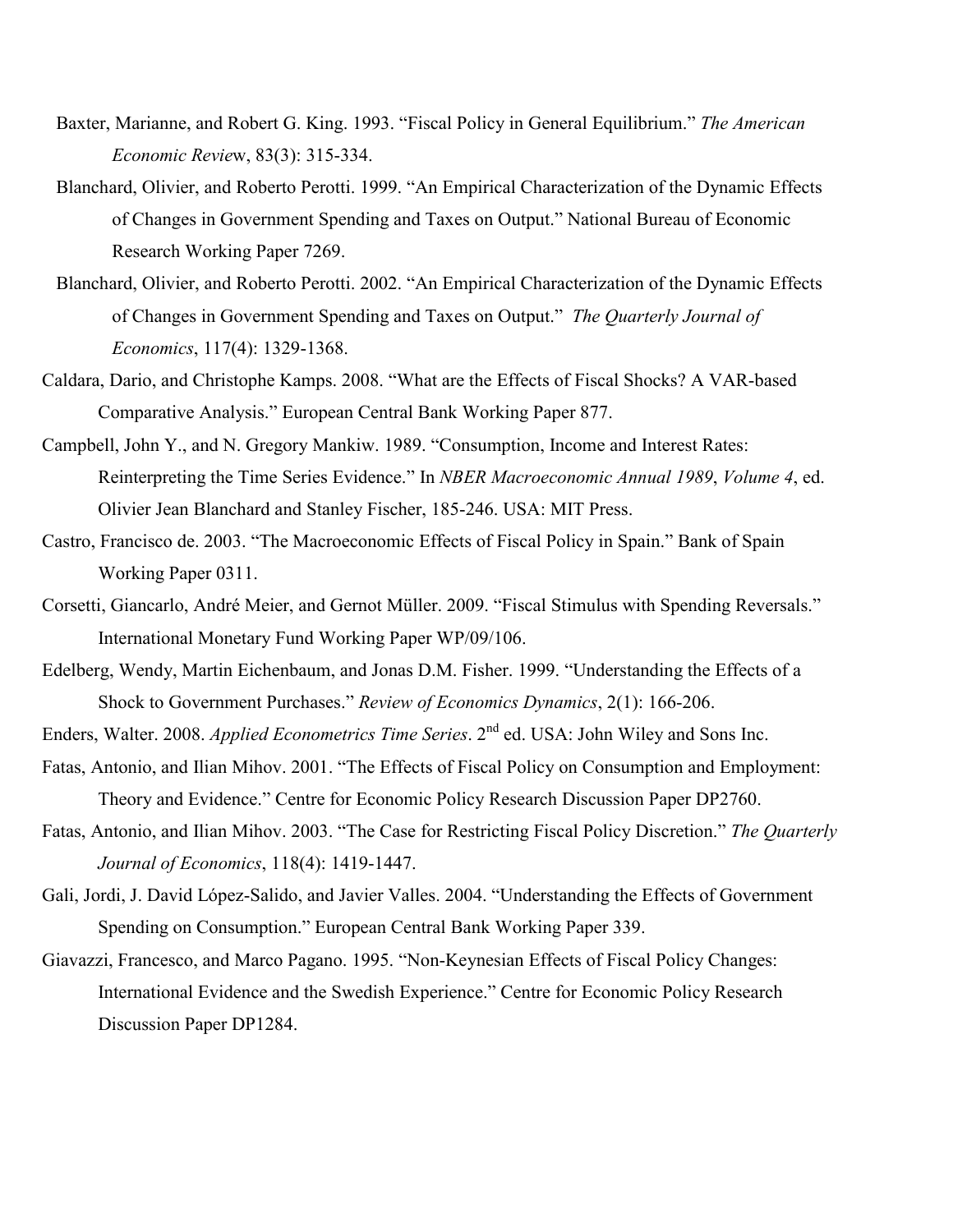Baxter, Marianne, and Robert G. King. 1993. "Fiscal Policy in General Equilibrium." *The American Economic Revie*w, 83(3): 315-334.

Blanchard, Olivier, and Roberto Perotti. 1999. "An Empirical Characterization of the Dynamic Effects of Changes in Government Spending and Taxes on Output." National Bureau of Economic Research Working Paper 7269.

Blanchard, Olivier, and Roberto Perotti. 2002. "An Empirical Characterization of the Dynamic Effects of Changes in Government Spending and Taxes on Output." *The Quarterly Journal of Economics*, 117(4): 1329-1368.

Caldara, Dario, and Christophe Kamps. 2008. "What are the Effects of Fiscal Shocks? A VAR-based Comparative Analysis." European Central Bank Working Paper 877.

Campbell, John Y., and N. Gregory Mankiw. 1989. "Consumption, Income and Interest Rates: Reinterpreting the Time Series Evidence." In *NBER Macroeconomic Annual 1989*, *Volume 4*, ed. Olivier Jean Blanchard and Stanley Fischer, 185-246. USA: MIT Press.

Castro, Francisco de. 2003. "The Macroeconomic Effects of Fiscal Policy in Spain." Bank of Spain Working Paper 0311.

Corsetti, Giancarlo, André Meier, and Gernot Müller. 2009. "Fiscal Stimulus with Spending Reversals." International Monetary Fund Working Paper WP/09/106.

Edelberg, Wendy, Martin Eichenbaum, and Jonas D.M. Fisher. 1999. "Understanding the Effects of a Shock to Government Purchases." *Review of Economics Dynamics*, 2(1): 166-206.

Enders, Walter. 2008. *Applied Econometrics Time Series*. 2nd ed. USA: John Wiley and Sons Inc.

Fatas, Antonio, and Ilian Mihov. 2001. "The Effects of Fiscal Policy on Consumption and Employment: Theory and Evidence." Centre for Economic Policy Research Discussion Paper DP2760.

Fatas, Antonio, and Ilian Mihov. 2003. "The Case for Restricting Fiscal Policy Discretion." *The Quarterly Journal of Economics*, 118(4): 1419-1447.

Gali, Jordi, J. David López-Salido, and Javier Valles. 2004. "Understanding the Effects of Government Spending on Consumption." European Central Bank Working Paper 339.

Giavazzi, Francesco, and Marco Pagano. 1995. "Non-Keynesian Effects of Fiscal Policy Changes: International Evidence and the Swedish Experience." Centre for Economic Policy Research Discussion Paper DP1284.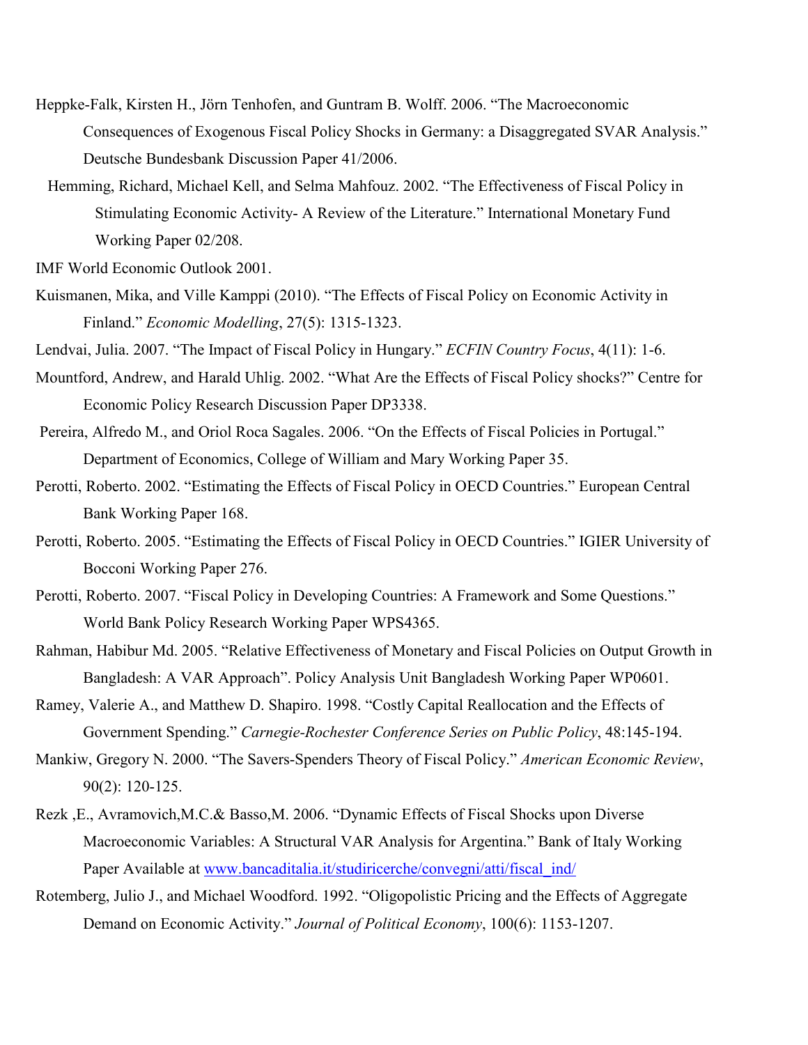Heppke-Falk, Kirsten H., Jörn Tenhofen, and Guntram B. Wolff. 2006. "The Macroeconomic Consequences of Exogenous Fiscal Policy Shocks in Germany: a Disaggregated SVAR Analysis." Deutsche Bundesbank Discussion Paper 41/2006.

Hemming, Richard, Michael Kell, and Selma Mahfouz. 2002. "The Effectiveness of Fiscal Policy in Stimulating Economic Activity- A Review of the Literature." International Monetary Fund Working Paper 02/208.

IMF World Economic Outlook 2001.

Kuismanen, Mika, and Ville Kamppi (2010). "The Effects of Fiscal Policy on Economic Activity in Finland." *Economic Modelling*, 27(5): 1315-1323.

Lendvai, Julia. 2007. "The Impact of Fiscal Policy in Hungary." *ECFIN Country Focus*, 4(11): 1-6.

Mountford, Andrew, and Harald Uhlig. 2002. "What Are the Effects of Fiscal Policy shocks?" Centre for Economic Policy Research Discussion Paper DP3338.

Pereira, Alfredo M., and Oriol Roca Sagales. 2006. "On the Effects of Fiscal Policies in Portugal." Department of Economics, College of William and Mary Working Paper 35.

Perotti, Roberto. 2002. "Estimating the Effects of Fiscal Policy in OECD Countries." European Central Bank Working Paper 168.

Perotti, Roberto. 2005. "Estimating the Effects of Fiscal Policy in OECD Countries." IGIER University of Bocconi Working Paper 276.

Perotti, Roberto. 2007. "Fiscal Policy in Developing Countries: A Framework and Some Questions." World Bank Policy Research Working Paper WPS4365.

Rahman, Habibur Md. 2005. "Relative Effectiveness of Monetary and Fiscal Policies on Output Growth in Bangladesh: A VAR Approach". Policy Analysis Unit Bangladesh Working Paper WP0601.

Ramey, Valerie A., and Matthew D. Shapiro. 1998. "Costly Capital Reallocation and the Effects of Government Spending." *Carnegie-Rochester Conference Series on Public Policy*, 48:145-194.

Mankiw, Gregory N. 2000. "The Savers-Spenders Theory of Fiscal Policy." *American Economic Review*, 90(2): 120-125.

Rezk ,E., Avramovich,M.C.& Basso,M. 2006. "Dynamic Effects of Fiscal Shocks upon Diverse Macroeconomic Variables: A Structural VAR Analysis for Argentina." Bank of Italy Working Paper Available at www.bancaditalia.it/studiricerche/convegni/atti/fiscal_ind/

Rotemberg, Julio J., and Michael Woodford. 1992. "Oligopolistic Pricing and the Effects of Aggregate Demand on Economic Activity." *Journal of Political Economy*, 100(6): 1153-1207.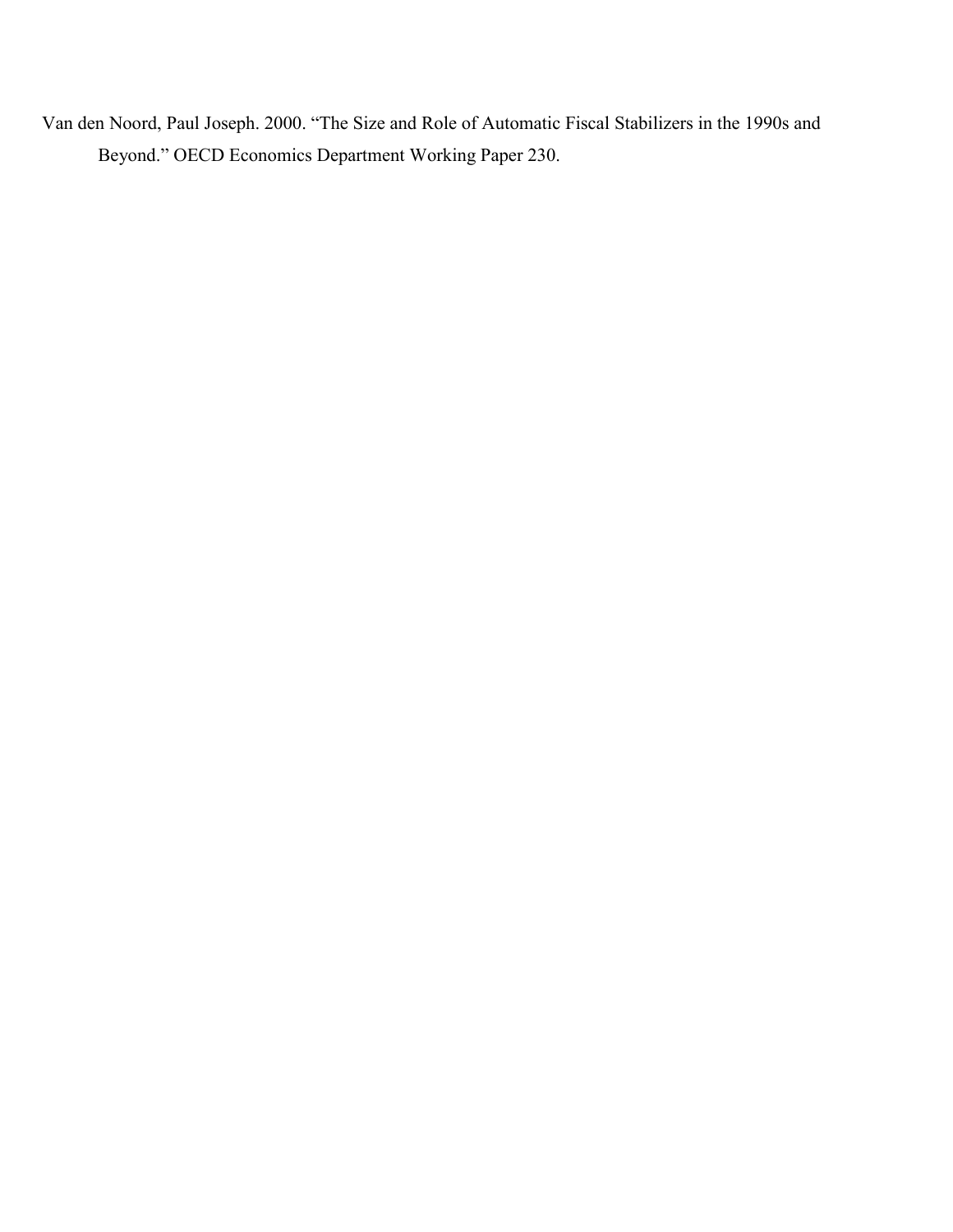Van den Noord, Paul Joseph. 2000. "The Size and Role of Automatic Fiscal Stabilizers in the 1990s and Beyond." OECD Economics Department Working Paper 230.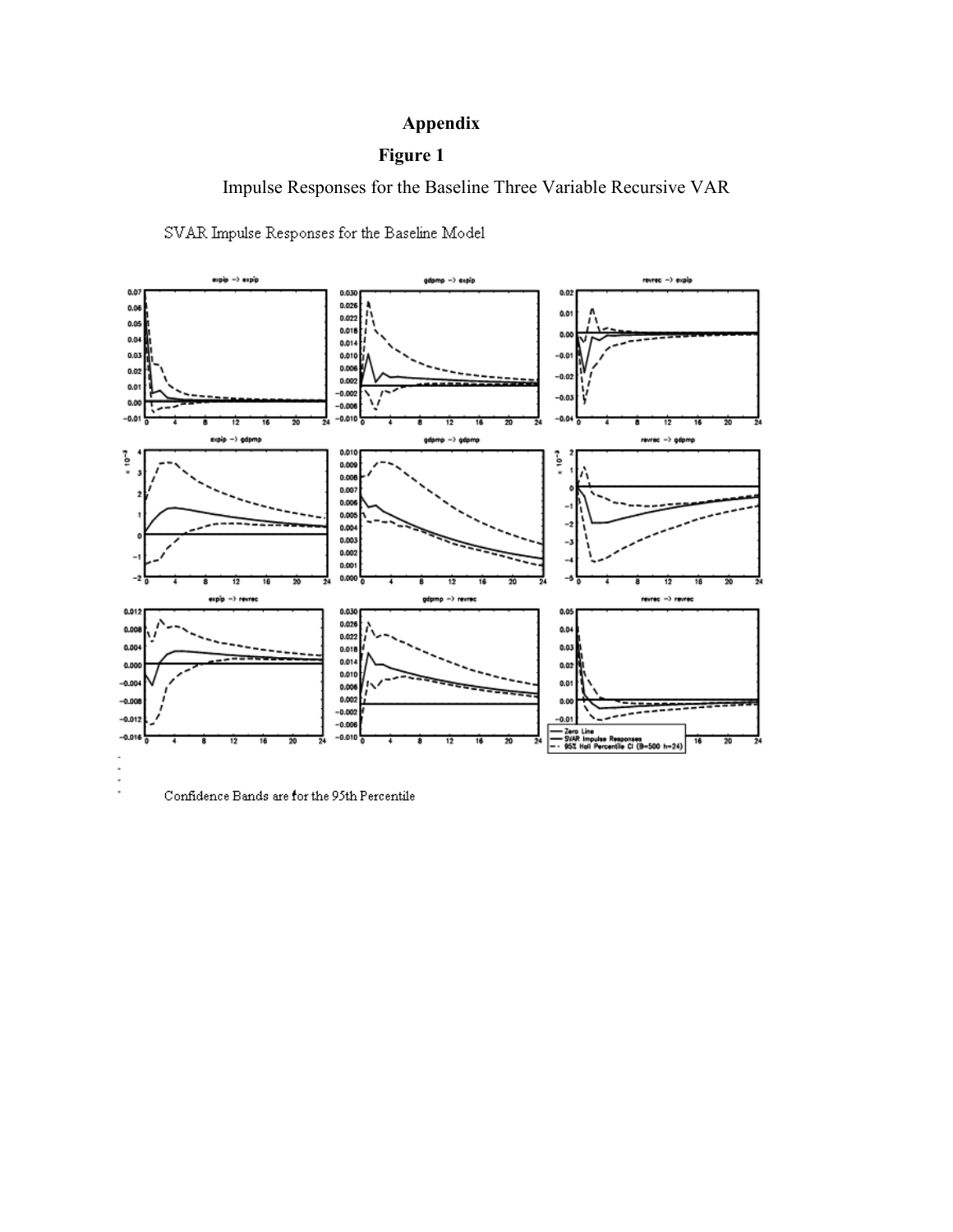# Appendix

**Figure 1**

Impulse Responses for the Baseline Three Variable Recursive VAR

SVAR Impulse Responses for the Baseline Model

Confidence Bands are for the 95th Percentile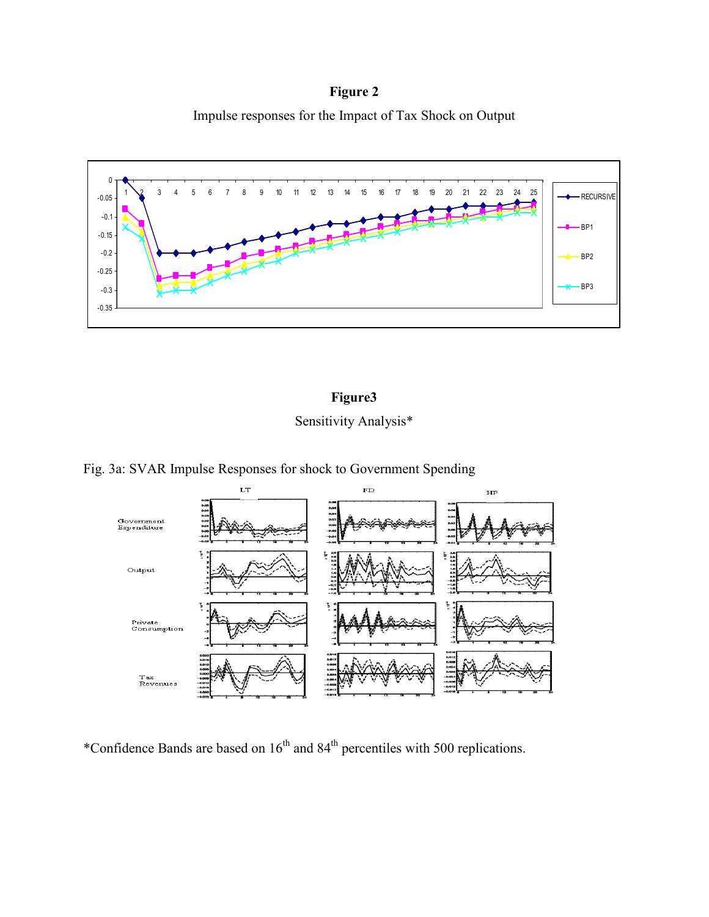**Figure 2**

Impulse responses for the Impact of Tax Shock on Output

**Figure3**

Sensitivity Analysis*

Fig. 3a: SVAR Impulse Responses for shock to Government Spending

*Confidence Bands are based on 16th and 84th percentiles with 500 replications.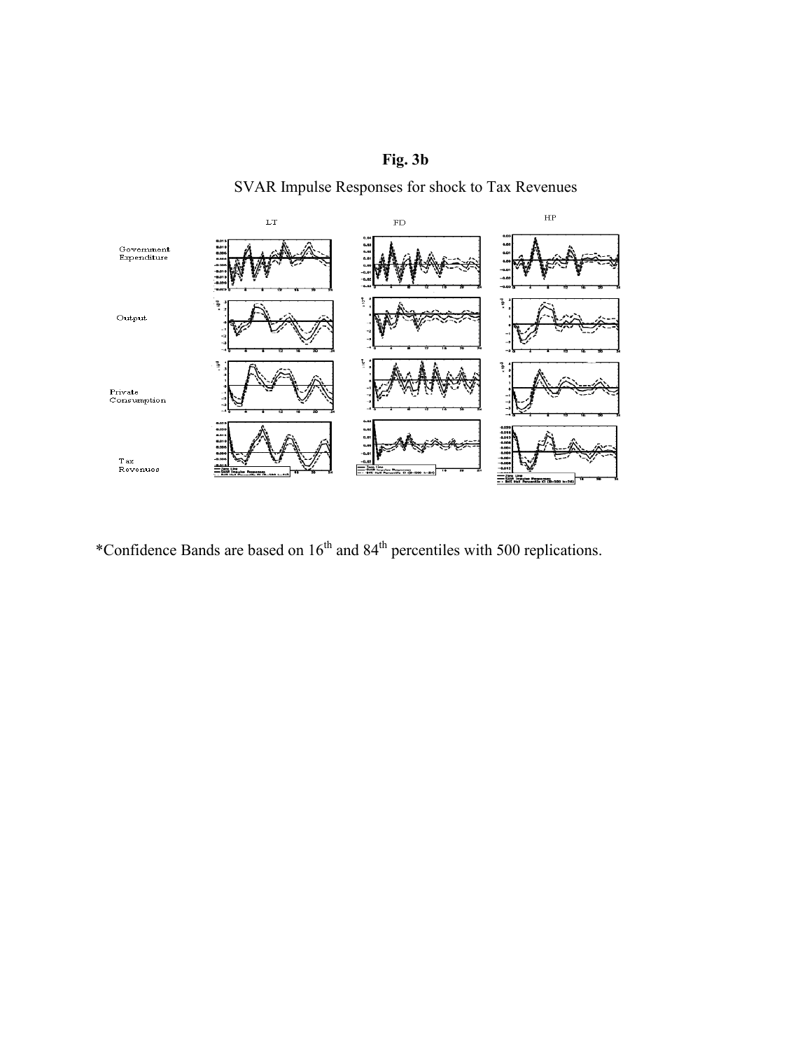**Fig. 3b**

SVAR Impulse Responses for shock to Tax Revenues

LT

FD

HP

Government Expenditure

Output

Private Consumption

Tax Revenues

*Confidence Bands are based on 16[th] and 84[th] percentiles with 500 replications.